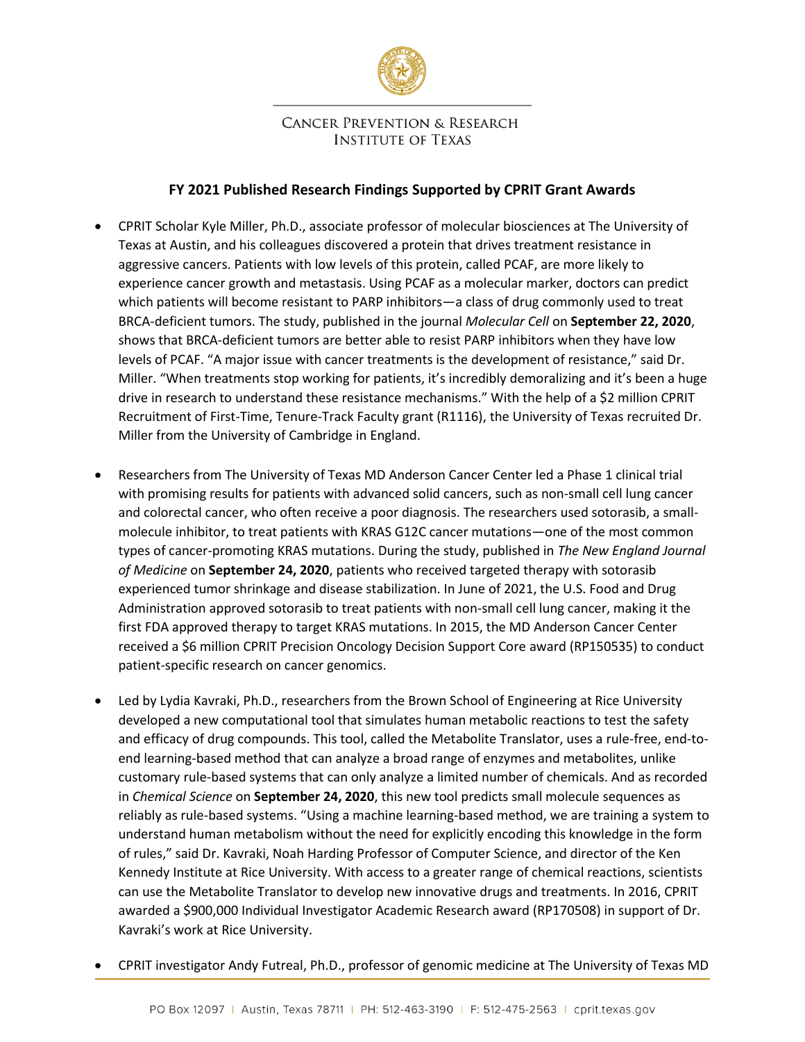Cancer Prevention & Research Institute of Texas

## FY 2021 Published Research Findings Supported by CPRIT Grant Awards

- CPRIT Scholar Kyle Miller, Ph.D., associate professor of molecular biosciences at The University of Texas at Austin, and his colleagues discovered a protein that drives treatment resistance in aggressive cancers. Patients with low levels of this protein, called PCAF, are more likely to experience cancer growth and metastasis. Using PCAF as a molecular marker, doctors can predict which patients will become resistant to PARP inhibitors—a class of drug commonly used to treat BRCA-deficient tumors. The study, published in the journal *Molecular Cell* on **September 22, 2020**, shows that BRCA-deficient tumors are better able to resist PARP inhibitors when they have low levels of PCAF. "A major issue with cancer treatments is the development of resistance," said Dr. Miller. "When treatments stop working for patients, it's incredibly demoralizing and it's been a huge drive in research to understand these resistance mechanisms." With the help of a $2 million CPRIT Recruitment of First-Time, Tenure-Track Faculty grant (R1116), the University of Texas recruited Dr. Miller from the University of Cambridge in England.

- Researchers from The University of Texas MD Anderson Cancer Center led a Phase 1 clinical trial with promising results for patients with advanced solid cancers, such as non-small cell lung cancer and colorectal cancer, who often receive a poor diagnosis. The researchers used sotorasib, a small-molecule inhibitor, to treat patients with KRAS G12C cancer mutations—one of the most common types of cancer-promoting KRAS mutations. During the study, published in *The New England Journal of Medicine* on **September 24, 2020**, patients who received targeted therapy with sotorasib experienced tumor shrinkage and disease stabilization. In June of 2021, the U.S. Food and Drug Administration approved sotorasib to treat patients with non-small cell lung cancer, making it the first FDA approved therapy to target KRAS mutations. In 2015, the MD Anderson Cancer Center received a $6 million CPRIT Precision Oncology Decision Support Core award (RP150535) to conduct patient-specific research on cancer genomics.

- Led by Lydia Kavraki, Ph.D., researchers from the Brown School of Engineering at Rice University developed a new computational tool that simulates human metabolic reactions to test the safety and efficacy of drug compounds. This tool, called the Metabolite Translator, uses a rule-free, end-to-end learning-based method that can analyze a broad range of enzymes and metabolites, unlike customary rule-based systems that can only analyze a limited number of chemicals. And as recorded in *Chemical Science* on **September 24, 2020**, this new tool predicts small molecule sequences as reliably as rule-based systems. "Using a machine learning-based method, we are training a system to understand human metabolism without the need for explicitly encoding this knowledge in the form of rules," said Dr. Kavraki, Noah Harding Professor of Computer Science, and director of the Ken Kennedy Institute at Rice University. With access to a greater range of chemical reactions, scientists can use the Metabolite Translator to develop new innovative drugs and treatments. In 2016, CPRIT awarded a $900,000 Individual Investigator Academic Research award (RP170508) in support of Dr. Kavraki's work at Rice University.

- CPRIT investigator Andy Futreal, Ph.D., professor of genomic medicine at The University of Texas MD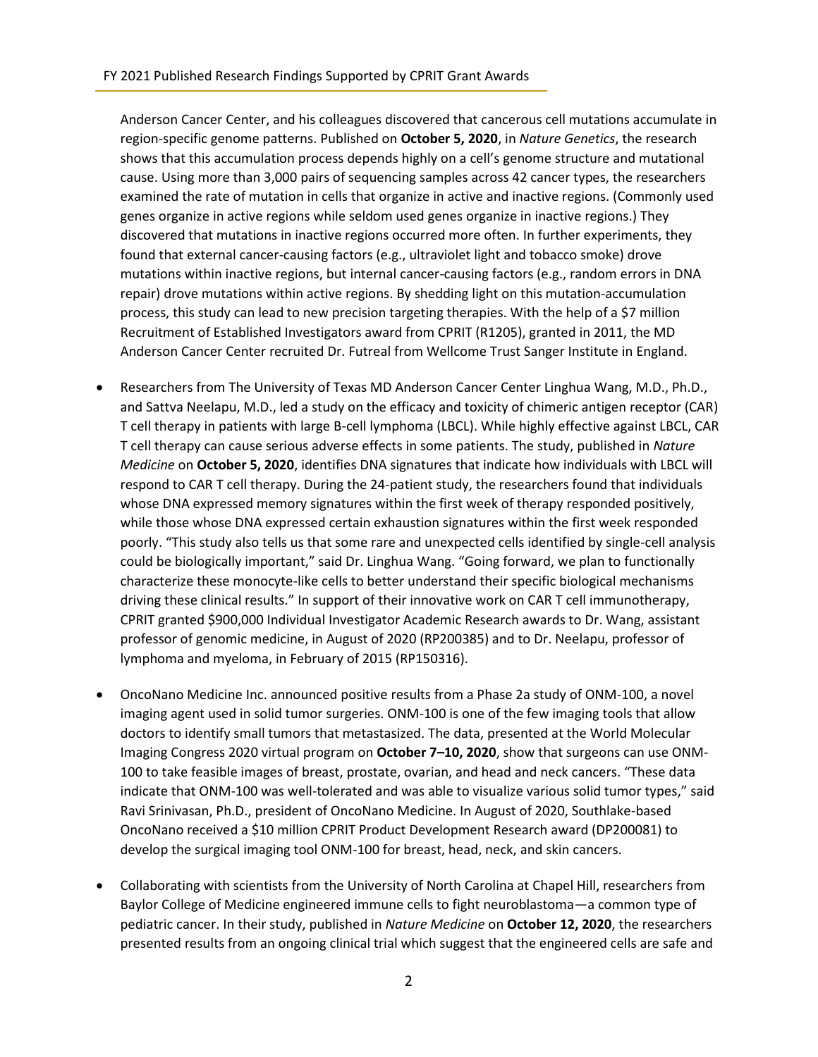Anderson Cancer Center, and his colleagues discovered that cancerous cell mutations accumulate in region-specific genome patterns. Published on **October 5, 2020**, in *Nature Genetics*, the research shows that this accumulation process depends highly on a cell's genome structure and mutational cause. Using more than 3,000 pairs of sequencing samples across 42 cancer types, the researchers examined the rate of mutation in cells that organize in active and inactive regions. (Commonly used genes organize in active regions while seldom used genes organize in inactive regions.) They discovered that mutations in inactive regions occurred more often. In further experiments, they found that external cancer-causing factors (e.g., ultraviolet light and tobacco smoke) drove mutations within inactive regions, but internal cancer-causing factors (e.g., random errors in DNA repair) drove mutations within active regions. By shedding light on this mutation-accumulation process, this study can lead to new precision targeting therapies. With the help of a $7 million Recruitment of Established Investigators award from CPRIT (R1205), granted in 2011, the MD Anderson Cancer Center recruited Dr. Futreal from Wellcome Trust Sanger Institute in England.

- Researchers from The University of Texas MD Anderson Cancer Center Linghua Wang, M.D., Ph.D., and Sattva Neelapu, M.D., led a study on the efficacy and toxicity of chimeric antigen receptor (CAR) T cell therapy in patients with large B-cell lymphoma (LBCL). While highly effective against LBCL, CAR T cell therapy can cause serious adverse effects in some patients. The study, published in *Nature Medicine* on **October 5, 2020**, identifies DNA signatures that indicate how individuals with LBCL will respond to CAR T cell therapy. During the 24-patient study, the researchers found that individuals whose DNA expressed memory signatures within the first week of therapy responded positively, while those whose DNA expressed certain exhaustion signatures within the first week responded poorly. "This study also tells us that some rare and unexpected cells identified by single-cell analysis could be biologically important," said Dr. Linghua Wang. "Going forward, we plan to functionally characterize these monocyte-like cells to better understand their specific biological mechanisms driving these clinical results." In support of their innovative work on CAR T cell immunotherapy, CPRIT granted $900,000 Individual Investigator Academic Research awards to Dr. Wang, assistant professor of genomic medicine, in August of 2020 (RP200385) and to Dr. Neelapu, professor of lymphoma and myeloma, in February of 2015 (RP150316).

- OncoNano Medicine Inc. announced positive results from a Phase 2a study of ONM-100, a novel imaging agent used in solid tumor surgeries. ONM-100 is one of the few imaging tools that allow doctors to identify small tumors that metastasized. The data, presented at the World Molecular Imaging Congress 2020 virtual program on **October 7–10, 2020**, show that surgeons can use ONM-100 to take feasible images of breast, prostate, ovarian, and head and neck cancers. "These data indicate that ONM-100 was well-tolerated and was able to visualize various solid tumor types," said Ravi Srinivasan, Ph.D., president of OncoNano Medicine. In August of 2020, Southlake-based OncoNano received a $10 million CPRIT Product Development Research award (DP200081) to develop the surgical imaging tool ONM-100 for breast, head, neck, and skin cancers.

- Collaborating with scientists from the University of North Carolina at Chapel Hill, researchers from Baylor College of Medicine engineered immune cells to fight neuroblastoma—a common type of pediatric cancer. In their study, published in *Nature Medicine* on **October 12, 2020**, the researchers presented results from an ongoing clinical trial which suggest that the engineered cells are safe and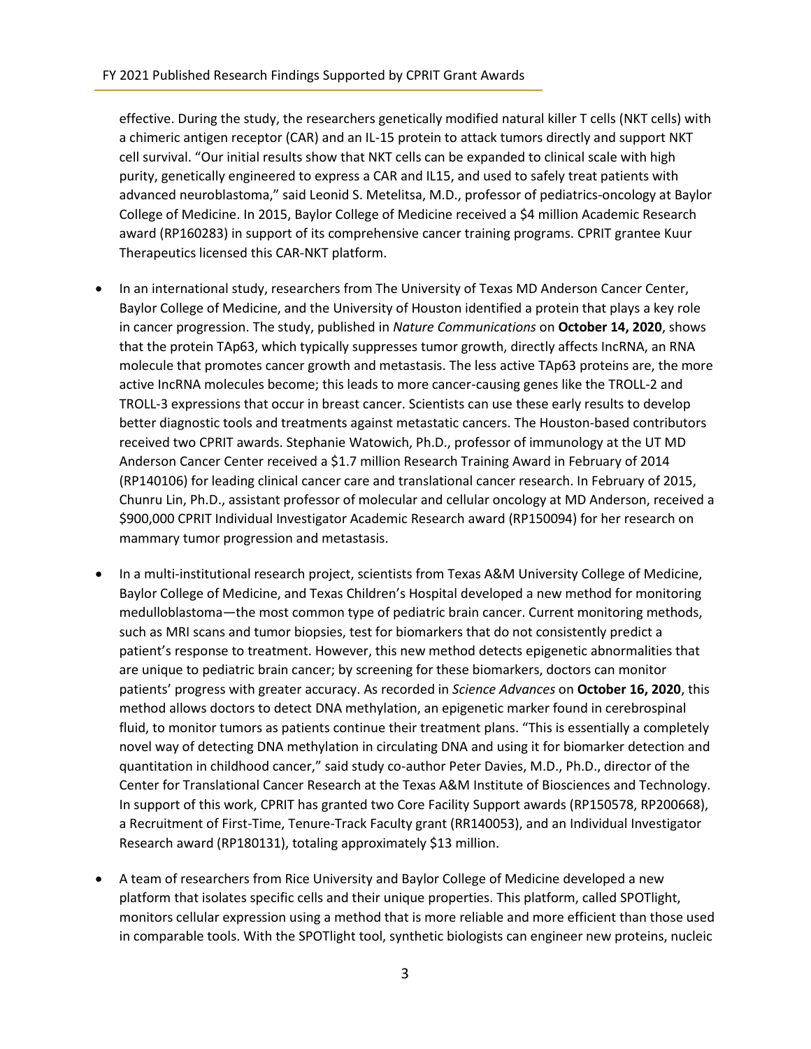effective. During the study, the researchers genetically modified natural killer T cells (NKT cells) with a chimeric antigen receptor (CAR) and an IL-15 protein to attack tumors directly and support NKT cell survival. "Our initial results show that NKT cells can be expanded to clinical scale with high purity, genetically engineered to express a CAR and IL15, and used to safely treat patients with advanced neuroblastoma," said Leonid S. Metelitsa, M.D., professor of pediatrics-oncology at Baylor College of Medicine. In 2015, Baylor College of Medicine received a $4 million Academic Research award (RP160283) in support of its comprehensive cancer training programs. CPRIT grantee Kuur Therapeutics licensed this CAR-NKT platform.

- In an international study, researchers from The University of Texas MD Anderson Cancer Center, Baylor College of Medicine, and the University of Houston identified a protein that plays a key role in cancer progression. The study, published in *Nature Communications* on **October 14, 2020**, shows that the protein TAp63, which typically suppresses tumor growth, directly affects lncRNA, an RNA molecule that promotes cancer growth and metastasis. The less active TAp63 proteins are, the more active lncRNA molecules become; this leads to more cancer-causing genes like the TROLL-2 and TROLL-3 expressions that occur in breast cancer. Scientists can use these early results to develop better diagnostic tools and treatments against metastatic cancers. The Houston-based contributors received two CPRIT awards. Stephanie Watowich, Ph.D., professor of immunology at the UT MD Anderson Cancer Center received a $1.7 million Research Training Award in February of 2014 (RP140106) for leading clinical cancer care and translational cancer research. In February of 2015, Chunru Lin, Ph.D., assistant professor of molecular and cellular oncology at MD Anderson, received a $900,000 CPRIT Individual Investigator Academic Research award (RP150094) for her research on mammary tumor progression and metastasis.

- In a multi-institutional research project, scientists from Texas A&M University College of Medicine, Baylor College of Medicine, and Texas Children's Hospital developed a new method for monitoring medulloblastoma—the most common type of pediatric brain cancer. Current monitoring methods, such as MRI scans and tumor biopsies, test for biomarkers that do not consistently predict a patient's response to treatment. However, this new method detects epigenetic abnormalities that are unique to pediatric brain cancer; by screening for these biomarkers, doctors can monitor patients' progress with greater accuracy. As recorded in *Science Advances* on **October 16, 2020**, this method allows doctors to detect DNA methylation, an epigenetic marker found in cerebrospinal fluid, to monitor tumors as patients continue their treatment plans. "This is essentially a completely novel way of detecting DNA methylation in circulating DNA and using it for biomarker detection and quantitation in childhood cancer," said study co-author Peter Davies, M.D., Ph.D., director of the Center for Translational Cancer Research at the Texas A&M Institute of Biosciences and Technology. In support of this work, CPRIT has granted two Core Facility Support awards (RP150578, RP200668), a Recruitment of First-Time, Tenure-Track Faculty grant (RR140053), and an Individual Investigator Research award (RP180131), totaling approximately $13 million.

- A team of researchers from Rice University and Baylor College of Medicine developed a new platform that isolates specific cells and their unique properties. This platform, called SPOTlight, monitors cellular expression using a method that is more reliable and more efficient than those used in comparable tools. With the SPOTlight tool, synthetic biologists can engineer new proteins, nucleic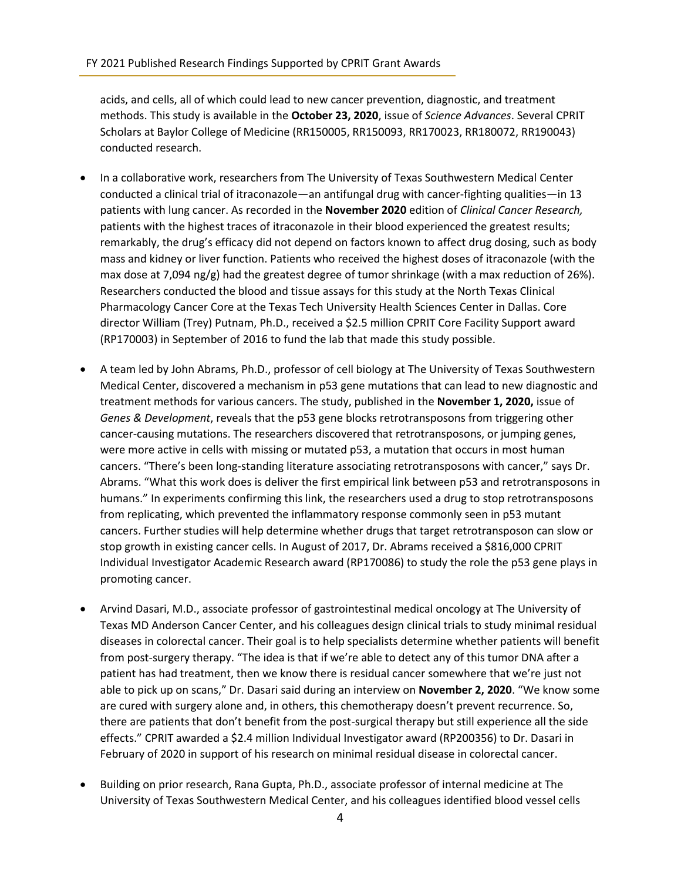acids, and cells, all of which could lead to new cancer prevention, diagnostic, and treatment methods. This study is available in the **October 23, 2020**, issue of *Science Advances*. Several CPRIT Scholars at Baylor College of Medicine (RR150005, RR150093, RR170023, RR180072, RR190043) conducted research.

- In a collaborative work, researchers from The University of Texas Southwestern Medical Center conducted a clinical trial of itraconazole—an antifungal drug with cancer-fighting qualities—in 13 patients with lung cancer. As recorded in the **November 2020** edition of *Clinical Cancer Research,* patients with the highest traces of itraconazole in their blood experienced the greatest results; remarkably, the drug's efficacy did not depend on factors known to affect drug dosing, such as body mass and kidney or liver function. Patients who received the highest doses of itraconazole (with the max dose at 7,094 ng/g) had the greatest degree of tumor shrinkage (with a max reduction of 26%). Researchers conducted the blood and tissue assays for this study at the North Texas Clinical Pharmacology Cancer Core at the Texas Tech University Health Sciences Center in Dallas. Core director William (Trey) Putnam, Ph.D., received a $2.5 million CPRIT Core Facility Support award (RP170003) in September of 2016 to fund the lab that made this study possible.

- A team led by John Abrams, Ph.D., professor of cell biology at The University of Texas Southwestern Medical Center, discovered a mechanism in p53 gene mutations that can lead to new diagnostic and treatment methods for various cancers. The study, published in the **November 1, 2020,** issue of *Genes & Development*, reveals that the p53 gene blocks retrotransposons from triggering other cancer-causing mutations. The researchers discovered that retrotransposons, or jumping genes, were more active in cells with missing or mutated p53, a mutation that occurs in most human cancers. "There's been long-standing literature associating retrotransposons with cancer," says Dr. Abrams. "What this work does is deliver the first empirical link between p53 and retrotransposons in humans." In experiments confirming this link, the researchers used a drug to stop retrotransposons from replicating, which prevented the inflammatory response commonly seen in p53 mutant cancers. Further studies will help determine whether drugs that target retrotransposon can slow or stop growth in existing cancer cells. In August of 2017, Dr. Abrams received a $816,000 CPRIT Individual Investigator Academic Research award (RP170086) to study the role the p53 gene plays in promoting cancer.

- Arvind Dasari, M.D., associate professor of gastrointestinal medical oncology at The University of Texas MD Anderson Cancer Center, and his colleagues design clinical trials to study minimal residual diseases in colorectal cancer. Their goal is to help specialists determine whether patients will benefit from post-surgery therapy. "The idea is that if we're able to detect any of this tumor DNA after a patient has had treatment, then we know there is residual cancer somewhere that we're just not able to pick up on scans," Dr. Dasari said during an interview on **November 2, 2020**. "We know some are cured with surgery alone and, in others, this chemotherapy doesn't prevent recurrence. So, there are patients that don't benefit from the post-surgical therapy but still experience all the side effects." CPRIT awarded a $2.4 million Individual Investigator award (RP200356) to Dr. Dasari in February of 2020 in support of his research on minimal residual disease in colorectal cancer.

- Building on prior research, Rana Gupta, Ph.D., associate professor of internal medicine at The University of Texas Southwestern Medical Center, and his colleagues identified blood vessel cells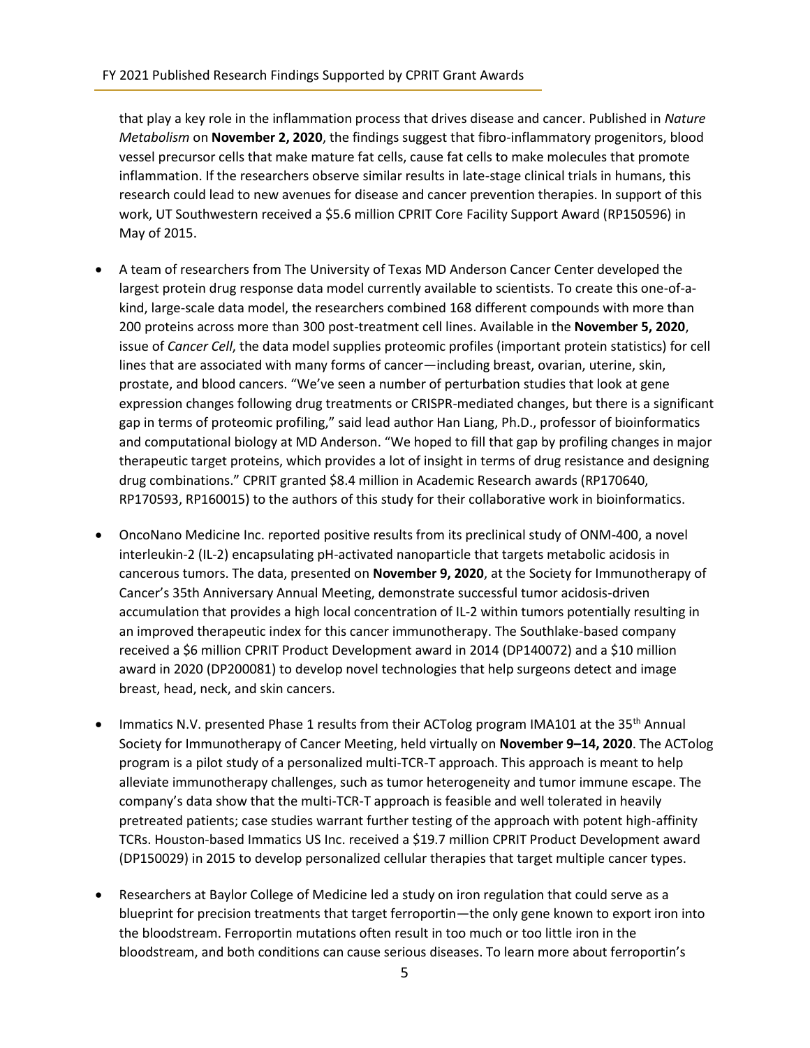that play a key role in the inflammation process that drives disease and cancer. Published in *Nature Metabolism* on **November 2, 2020**, the findings suggest that fibro-inflammatory progenitors, blood vessel precursor cells that make mature fat cells, cause fat cells to make molecules that promote inflammation. If the researchers observe similar results in late-stage clinical trials in humans, this research could lead to new avenues for disease and cancer prevention therapies. In support of this work, UT Southwestern received a $5.6 million CPRIT Core Facility Support Award (RP150596) in May of 2015.

- A team of researchers from The University of Texas MD Anderson Cancer Center developed the largest protein drug response data model currently available to scientists. To create this one-of-a-kind, large-scale data model, the researchers combined 168 different compounds with more than 200 proteins across more than 300 post-treatment cell lines. Available in the **November 5, 2020**, issue of *Cancer Cell*, the data model supplies proteomic profiles (important protein statistics) for cell lines that are associated with many forms of cancer—including breast, ovarian, uterine, skin, prostate, and blood cancers. "We've seen a number of perturbation studies that look at gene expression changes following drug treatments or CRISPR-mediated changes, but there is a significant gap in terms of proteomic profiling," said lead author Han Liang, Ph.D., professor of bioinformatics and computational biology at MD Anderson. "We hoped to fill that gap by profiling changes in major therapeutic target proteins, which provides a lot of insight in terms of drug resistance and designing drug combinations." CPRIT granted $8.4 million in Academic Research awards (RP170640, RP170593, RP160015) to the authors of this study for their collaborative work in bioinformatics.

- OncoNano Medicine Inc. reported positive results from its preclinical study of ONM-400, a novel interleukin-2 (IL-2) encapsulating pH-activated nanoparticle that targets metabolic acidosis in cancerous tumors. The data, presented on **November 9, 2020**, at the Society for Immunotherapy of Cancer's 35th Anniversary Annual Meeting, demonstrate successful tumor acidosis-driven accumulation that provides a high local concentration of IL-2 within tumors potentially resulting in an improved therapeutic index for this cancer immunotherapy. The Southlake-based company received a $6 million CPRIT Product Development award in 2014 (DP140072) and a $10 million award in 2020 (DP200081) to develop novel technologies that help surgeons detect and image breast, head, neck, and skin cancers.

- Immatics N.V. presented Phase 1 results from their ACTolog program IMA101 at the 35th Annual Society for Immunotherapy of Cancer Meeting, held virtually on **November 9–14, 2020**. The ACTolog program is a pilot study of a personalized multi-TCR-T approach. This approach is meant to help alleviate immunotherapy challenges, such as tumor heterogeneity and tumor immune escape. The company's data show that the multi-TCR-T approach is feasible and well tolerated in heavily pretreated patients; case studies warrant further testing of the approach with potent high-affinity TCRs. Houston-based Immatics US Inc. received a $19.7 million CPRIT Product Development award (DP150029) in 2015 to develop personalized cellular therapies that target multiple cancer types.

- Researchers at Baylor College of Medicine led a study on iron regulation that could serve as a blueprint for precision treatments that target ferroportin—the only gene known to export iron into the bloodstream. Ferroportin mutations often result in too much or too little iron in the bloodstream, and both conditions can cause serious diseases. To learn more about ferroportin's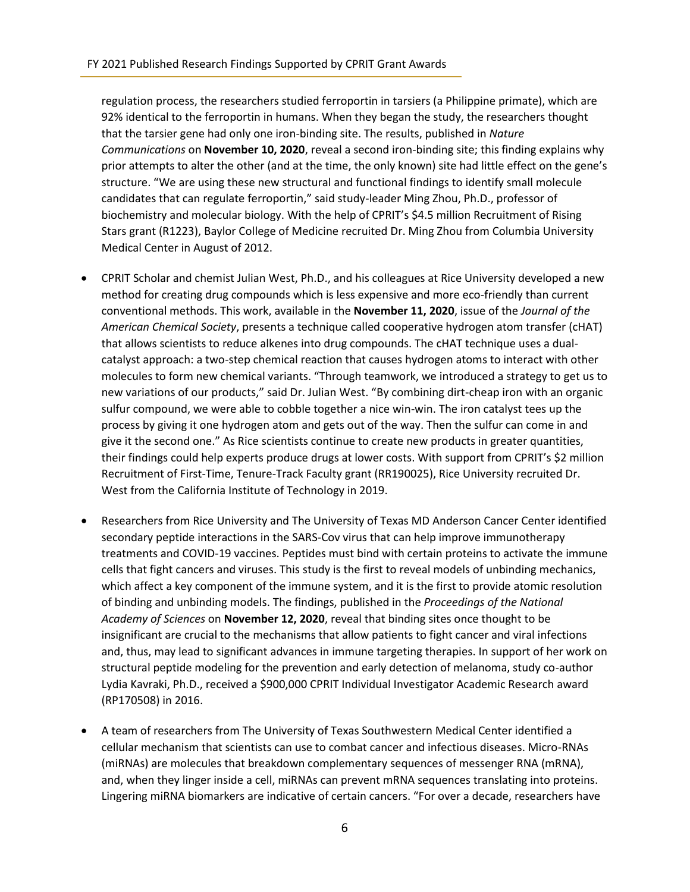regulation process, the researchers studied ferroportin in tarsiers (a Philippine primate), which are 92% identical to the ferroportin in humans. When they began the study, the researchers thought that the tarsier gene had only one iron-binding site. The results, published in *Nature Communications* on **November 10, 2020**, reveal a second iron-binding site; this finding explains why prior attempts to alter the other (and at the time, the only known) site had little effect on the gene's structure. "We are using these new structural and functional findings to identify small molecule candidates that can regulate ferroportin," said study-leader Ming Zhou, Ph.D., professor of biochemistry and molecular biology. With the help of CPRIT's $4.5 million Recruitment of Rising Stars grant (R1223), Baylor College of Medicine recruited Dr. Ming Zhou from Columbia University Medical Center in August of 2012.

- CPRIT Scholar and chemist Julian West, Ph.D., and his colleagues at Rice University developed a new method for creating drug compounds which is less expensive and more eco-friendly than current conventional methods. This work, available in the **November 11, 2020**, issue of the *Journal of the American Chemical Society*, presents a technique called cooperative hydrogen atom transfer (cHAT) that allows scientists to reduce alkenes into drug compounds. The cHAT technique uses a dual-catalyst approach: a two-step chemical reaction that causes hydrogen atoms to interact with other molecules to form new chemical variants. "Through teamwork, we introduced a strategy to get us to new variations of our products," said Dr. Julian West. "By combining dirt-cheap iron with an organic sulfur compound, we were able to cobble together a nice win-win. The iron catalyst tees up the process by giving it one hydrogen atom and gets out of the way. Then the sulfur can come in and give it the second one." As Rice scientists continue to create new products in greater quantities, their findings could help experts produce drugs at lower costs. With support from CPRIT's $2 million Recruitment of First-Time, Tenure-Track Faculty grant (RR190025), Rice University recruited Dr. West from the California Institute of Technology in 2019.

- Researchers from Rice University and The University of Texas MD Anderson Cancer Center identified secondary peptide interactions in the SARS-Cov virus that can help improve immunotherapy treatments and COVID-19 vaccines. Peptides must bind with certain proteins to activate the immune cells that fight cancers and viruses. This study is the first to reveal models of unbinding mechanics, which affect a key component of the immune system, and it is the first to provide atomic resolution of binding and unbinding models. The findings, published in the *Proceedings of the National Academy of Sciences* on **November 12, 2020**, reveal that binding sites once thought to be insignificant are crucial to the mechanisms that allow patients to fight cancer and viral infections and, thus, may lead to significant advances in immune targeting therapies. In support of her work on structural peptide modeling for the prevention and early detection of melanoma, study co-author Lydia Kavraki, Ph.D., received a $900,000 CPRIT Individual Investigator Academic Research award (RP170508) in 2016.

- A team of researchers from The University of Texas Southwestern Medical Center identified a cellular mechanism that scientists can use to combat cancer and infectious diseases. Micro-RNAs (miRNAs) are molecules that breakdown complementary sequences of messenger RNA (mRNA), and, when they linger inside a cell, miRNAs can prevent mRNA sequences translating into proteins. Lingering miRNA biomarkers are indicative of certain cancers. "For over a decade, researchers have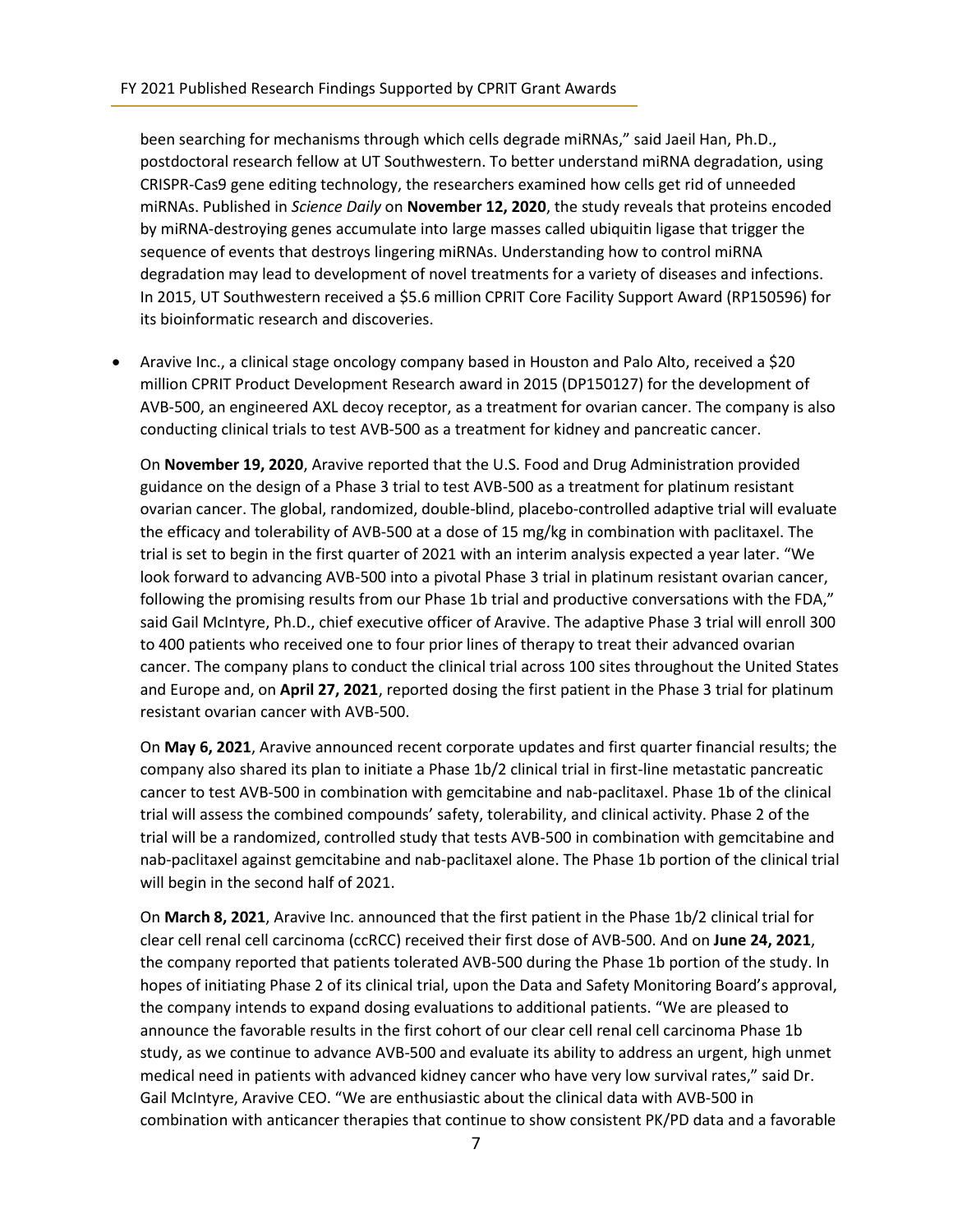been searching for mechanisms through which cells degrade miRNAs," said Jaeil Han, Ph.D., postdoctoral research fellow at UT Southwestern. To better understand miRNA degradation, using CRISPR-Cas9 gene editing technology, the researchers examined how cells get rid of unneeded miRNAs. Published in *Science Daily* on **November 12, 2020**, the study reveals that proteins encoded by miRNA-destroying genes accumulate into large masses called ubiquitin ligase that trigger the sequence of events that destroys lingering miRNAs. Understanding how to control miRNA degradation may lead to development of novel treatments for a variety of diseases and infections. In 2015, UT Southwestern received a $5.6 million CPRIT Core Facility Support Award (RP150596) for its bioinformatic research and discoveries.

- Aravive Inc., a clinical stage oncology company based in Houston and Palo Alto, received a $20 million CPRIT Product Development Research award in 2015 (DP150127) for the development of AVB-500, an engineered AXL decoy receptor, as a treatment for ovarian cancer. The company is also conducting clinical trials to test AVB-500 as a treatment for kidney and pancreatic cancer.

  On **November 19, 2020**, Aravive reported that the U.S. Food and Drug Administration provided guidance on the design of a Phase 3 trial to test AVB-500 as a treatment for platinum resistant ovarian cancer. The global, randomized, double-blind, placebo-controlled adaptive trial will evaluate the efficacy and tolerability of AVB-500 at a dose of 15 mg/kg in combination with paclitaxel. The trial is set to begin in the first quarter of 2021 with an interim analysis expected a year later. "We look forward to advancing AVB-500 into a pivotal Phase 3 trial in platinum resistant ovarian cancer, following the promising results from our Phase 1b trial and productive conversations with the FDA," said Gail McIntyre, Ph.D., chief executive officer of Aravive. The adaptive Phase 3 trial will enroll 300 to 400 patients who received one to four prior lines of therapy to treat their advanced ovarian cancer. The company plans to conduct the clinical trial across 100 sites throughout the United States and Europe and, on **April 27, 2021**, reported dosing the first patient in the Phase 3 trial for platinum resistant ovarian cancer with AVB-500.

  On **May 6, 2021**, Aravive announced recent corporate updates and first quarter financial results; the company also shared its plan to initiate a Phase 1b/2 clinical trial in first-line metastatic pancreatic cancer to test AVB-500 in combination with gemcitabine and nab-paclitaxel. Phase 1b of the clinical trial will assess the combined compounds' safety, tolerability, and clinical activity. Phase 2 of the trial will be a randomized, controlled study that tests AVB-500 in combination with gemcitabine and nab-paclitaxel against gemcitabine and nab-paclitaxel alone. The Phase 1b portion of the clinical trial will begin in the second half of 2021.

  On **March 8, 2021**, Aravive Inc. announced that the first patient in the Phase 1b/2 clinical trial for clear cell renal cell carcinoma (ccRCC) received their first dose of AVB-500. And on **June 24, 2021**, the company reported that patients tolerated AVB-500 during the Phase 1b portion of the study. In hopes of initiating Phase 2 of its clinical trial, upon the Data and Safety Monitoring Board's approval, the company intends to expand dosing evaluations to additional patients. "We are pleased to announce the favorable results in the first cohort of our clear cell renal cell carcinoma Phase 1b study, as we continue to advance AVB-500 and evaluate its ability to address an urgent, high unmet medical need in patients with advanced kidney cancer who have very low survival rates," said Dr. Gail McIntyre, Aravive CEO. "We are enthusiastic about the clinical data with AVB-500 in combination with anticancer therapies that continue to show consistent PK/PD data and a favorable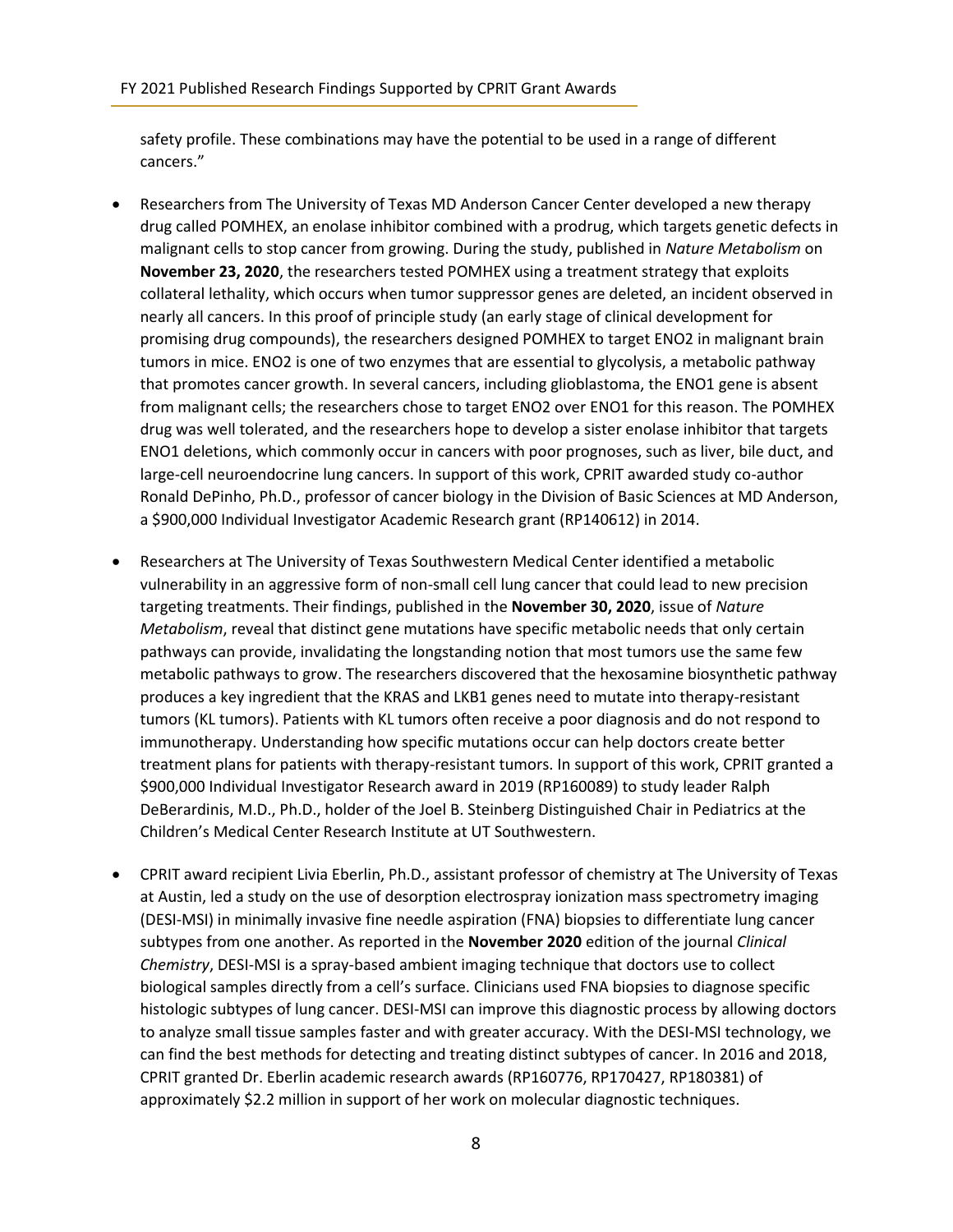safety profile. These combinations may have the potential to be used in a range of different cancers."

- Researchers from The University of Texas MD Anderson Cancer Center developed a new therapy drug called POMHEX, an enolase inhibitor combined with a prodrug, which targets genetic defects in malignant cells to stop cancer from growing. During the study, published in *Nature Metabolism* on **November 23, 2020**, the researchers tested POMHEX using a treatment strategy that exploits collateral lethality, which occurs when tumor suppressor genes are deleted, an incident observed in nearly all cancers. In this proof of principle study (an early stage of clinical development for promising drug compounds), the researchers designed POMHEX to target ENO2 in malignant brain tumors in mice. ENO2 is one of two enzymes that are essential to glycolysis, a metabolic pathway that promotes cancer growth. In several cancers, including glioblastoma, the ENO1 gene is absent from malignant cells; the researchers chose to target ENO2 over ENO1 for this reason. The POMHEX drug was well tolerated, and the researchers hope to develop a sister enolase inhibitor that targets ENO1 deletions, which commonly occur in cancers with poor prognoses, such as liver, bile duct, and large-cell neuroendocrine lung cancers. In support of this work, CPRIT awarded study co-author Ronald DePinho, Ph.D., professor of cancer biology in the Division of Basic Sciences at MD Anderson, a $900,000 Individual Investigator Academic Research grant (RP140612) in 2014.

- Researchers at The University of Texas Southwestern Medical Center identified a metabolic vulnerability in an aggressive form of non-small cell lung cancer that could lead to new precision targeting treatments. Their findings, published in the **November 30, 2020**, issue of *Nature Metabolism*, reveal that distinct gene mutations have specific metabolic needs that only certain pathways can provide, invalidating the longstanding notion that most tumors use the same few metabolic pathways to grow. The researchers discovered that the hexosamine biosynthetic pathway produces a key ingredient that the KRAS and LKB1 genes need to mutate into therapy-resistant tumors (KL tumors). Patients with KL tumors often receive a poor diagnosis and do not respond to immunotherapy. Understanding how specific mutations occur can help doctors create better treatment plans for patients with therapy-resistant tumors. In support of this work, CPRIT granted a $900,000 Individual Investigator Research award in 2019 (RP160089) to study leader Ralph DeBerardinis, M.D., Ph.D., holder of the Joel B. Steinberg Distinguished Chair in Pediatrics at the Children's Medical Center Research Institute at UT Southwestern.

- CPRIT award recipient Livia Eberlin, Ph.D., assistant professor of chemistry at The University of Texas at Austin, led a study on the use of desorption electrospray ionization mass spectrometry imaging (DESI-MSI) in minimally invasive fine needle aspiration (FNA) biopsies to differentiate lung cancer subtypes from one another. As reported in the **November 2020** edition of the journal *Clinical Chemistry*, DESI-MSI is a spray-based ambient imaging technique that doctors use to collect biological samples directly from a cell's surface. Clinicians used FNA biopsies to diagnose specific histologic subtypes of lung cancer. DESI-MSI can improve this diagnostic process by allowing doctors to analyze small tissue samples faster and with greater accuracy. With the DESI-MSI technology, we can find the best methods for detecting and treating distinct subtypes of cancer. In 2016 and 2018, CPRIT granted Dr. Eberlin academic research awards (RP160776, RP170427, RP180381) of approximately $2.2 million in support of her work on molecular diagnostic techniques.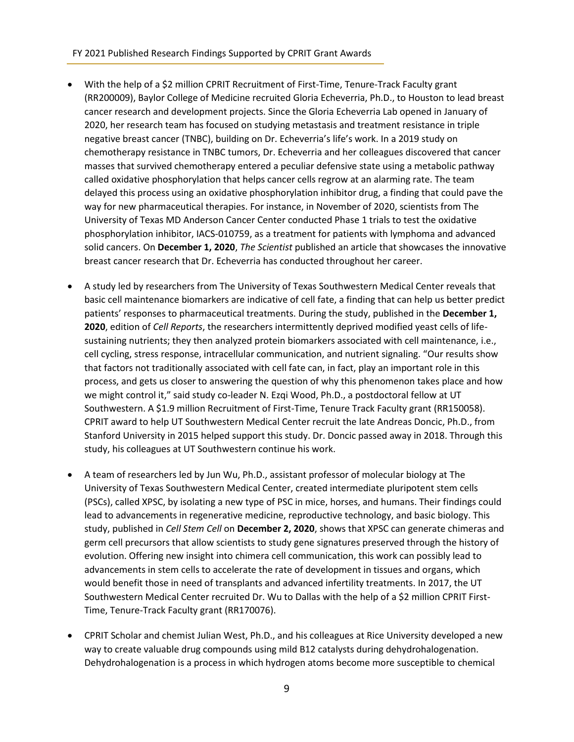- With the help of a $2 million CPRIT Recruitment of First-Time, Tenure-Track Faculty grant (RR200009), Baylor College of Medicine recruited Gloria Echeverria, Ph.D., to Houston to lead breast cancer research and development projects. Since the Gloria Echeverria Lab opened in January of 2020, her research team has focused on studying metastasis and treatment resistance in triple negative breast cancer (TNBC), building on Dr. Echeverria's life's work. In a 2019 study on chemotherapy resistance in TNBC tumors, Dr. Echeverria and her colleagues discovered that cancer masses that survived chemotherapy entered a peculiar defensive state using a metabolic pathway called oxidative phosphorylation that helps cancer cells regrow at an alarming rate. The team delayed this process using an oxidative phosphorylation inhibitor drug, a finding that could pave the way for new pharmaceutical therapies. For instance, in November of 2020, scientists from The University of Texas MD Anderson Cancer Center conducted Phase 1 trials to test the oxidative phosphorylation inhibitor, IACS-010759, as a treatment for patients with lymphoma and advanced solid cancers. On **December 1, 2020**, *The Scientist* published an article that showcases the innovative breast cancer research that Dr. Echeverria has conducted throughout her career.

- A study led by researchers from The University of Texas Southwestern Medical Center reveals that basic cell maintenance biomarkers are indicative of cell fate, a finding that can help us better predict patients' responses to pharmaceutical treatments. During the study, published in the **December 1, 2020**, edition of *Cell Reports*, the researchers intermittently deprived modified yeast cells of life-sustaining nutrients; they then analyzed protein biomarkers associated with cell maintenance, i.e., cell cycling, stress response, intracellular communication, and nutrient signaling. "Our results show that factors not traditionally associated with cell fate can, in fact, play an important role in this process, and gets us closer to answering the question of why this phenomenon takes place and how we might control it," said study co-leader N. Ezgi Wood, Ph.D., a postdoctoral fellow at UT Southwestern. A $1.9 million Recruitment of First-Time, Tenure Track Faculty grant (RR150058). CPRIT award to help UT Southwestern Medical Center recruit the late Andreas Doncic, Ph.D., from Stanford University in 2015 helped support this study. Dr. Doncic passed away in 2018. Through this study, his colleagues at UT Southwestern continue his work.

- A team of researchers led by Jun Wu, Ph.D., assistant professor of molecular biology at The University of Texas Southwestern Medical Center, created intermediate pluripotent stem cells (PSCs), called XPSC, by isolating a new type of PSC in mice, horses, and humans. Their findings could lead to advancements in regenerative medicine, reproductive technology, and basic biology. This study, published in *Cell Stem Cell* on **December 2, 2020**, shows that XPSC can generate chimeras and germ cell precursors that allow scientists to study gene signatures preserved through the history of evolution. Offering new insight into chimera cell communication, this work can possibly lead to advancements in stem cells to accelerate the rate of development in tissues and organs, which would benefit those in need of transplants and advanced infertility treatments. In 2017, the UT Southwestern Medical Center recruited Dr. Wu to Dallas with the help of a $2 million CPRIT First-Time, Tenure-Track Faculty grant (RR170076).

- CPRIT Scholar and chemist Julian West, Ph.D., and his colleagues at Rice University developed a new way to create valuable drug compounds using mild B12 catalysts during dehydrohalogenation. Dehydrohalogenation is a process in which hydrogen atoms become more susceptible to chemical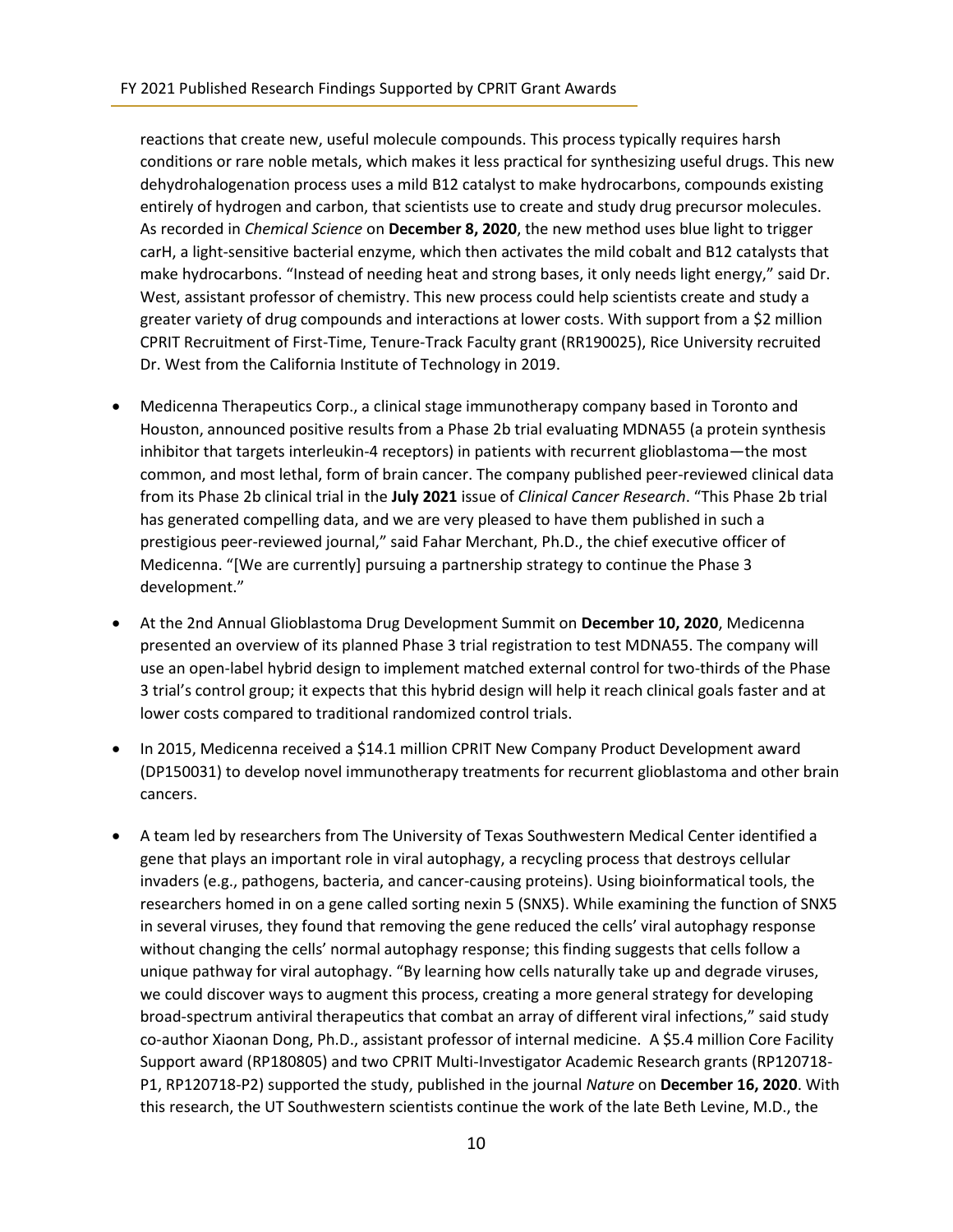reactions that create new, useful molecule compounds. This process typically requires harsh conditions or rare noble metals, which makes it less practical for synthesizing useful drugs. This new dehydrohalogenation process uses a mild B12 catalyst to make hydrocarbons, compounds existing entirely of hydrogen and carbon, that scientists use to create and study drug precursor molecules. As recorded in *Chemical Science* on **December 8, 2020**, the new method uses blue light to trigger carH, a light-sensitive bacterial enzyme, which then activates the mild cobalt and B12 catalysts that make hydrocarbons. "Instead of needing heat and strong bases, it only needs light energy," said Dr. West, assistant professor of chemistry. This new process could help scientists create and study a greater variety of drug compounds and interactions at lower costs. With support from a $2 million CPRIT Recruitment of First-Time, Tenure-Track Faculty grant (RR190025), Rice University recruited Dr. West from the California Institute of Technology in 2019.

- Medicenna Therapeutics Corp., a clinical stage immunotherapy company based in Toronto and Houston, announced positive results from a Phase 2b trial evaluating MDNA55 (a protein synthesis inhibitor that targets interleukin-4 receptors) in patients with recurrent glioblastoma—the most common, and most lethal, form of brain cancer. The company published peer-reviewed clinical data from its Phase 2b clinical trial in the **July 2021** issue of *Clinical Cancer Research*. "This Phase 2b trial has generated compelling data, and we are very pleased to have them published in such a prestigious peer-reviewed journal," said Fahar Merchant, Ph.D., the chief executive officer of Medicenna. "[We are currently] pursuing a partnership strategy to continue the Phase 3 development."
- At the 2nd Annual Glioblastoma Drug Development Summit on **December 10, 2020**, Medicenna presented an overview of its planned Phase 3 trial registration to test MDNA55. The company will use an open-label hybrid design to implement matched external control for two-thirds of the Phase 3 trial's control group; it expects that this hybrid design will help it reach clinical goals faster and at lower costs compared to traditional randomized control trials.
- In 2015, Medicenna received a $14.1 million CPRIT New Company Product Development award (DP150031) to develop novel immunotherapy treatments for recurrent glioblastoma and other brain cancers.
- A team led by researchers from The University of Texas Southwestern Medical Center identified a gene that plays an important role in viral autophagy, a recycling process that destroys cellular invaders (e.g., pathogens, bacteria, and cancer-causing proteins). Using bioinformatical tools, the researchers homed in on a gene called sorting nexin 5 (SNX5). While examining the function of SNX5 in several viruses, they found that removing the gene reduced the cells' viral autophagy response without changing the cells' normal autophagy response; this finding suggests that cells follow a unique pathway for viral autophagy. "By learning how cells naturally take up and degrade viruses, we could discover ways to augment this process, creating a more general strategy for developing broad-spectrum antiviral therapeutics that combat an array of different viral infections," said study co-author Xiaonan Dong, Ph.D., assistant professor of internal medicine. A $5.4 million Core Facility Support award (RP180805) and two CPRIT Multi-Investigator Academic Research grants (RP120718-P1, RP120718-P2) supported the study, published in the journal *Nature* on **December 16, 2020**. With this research, the UT Southwestern scientists continue the work of the late Beth Levine, M.D., the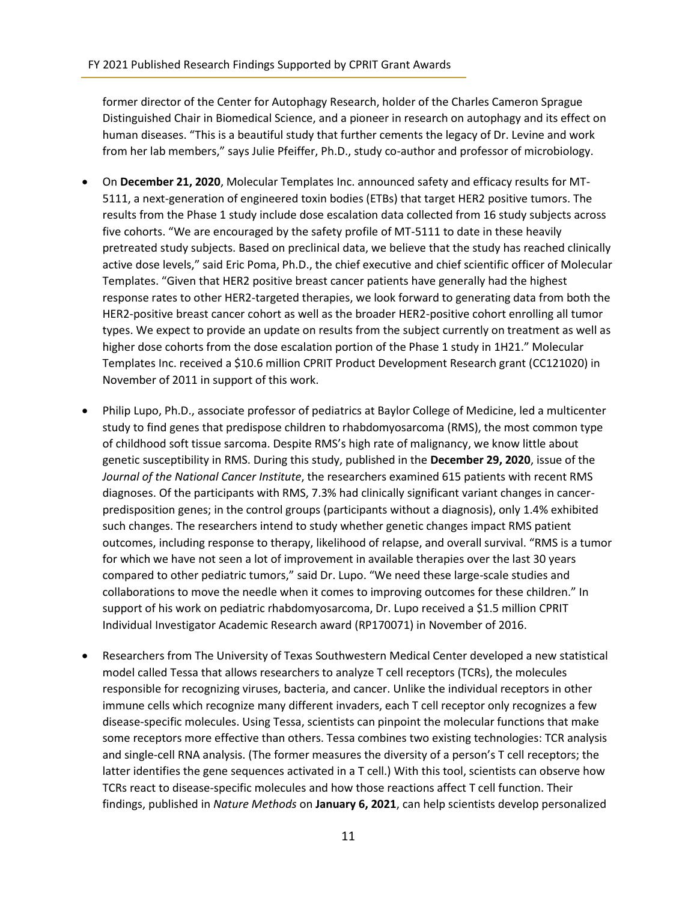former director of the Center for Autophagy Research, holder of the Charles Cameron Sprague Distinguished Chair in Biomedical Science, and a pioneer in research on autophagy and its effect on human diseases. "This is a beautiful study that further cements the legacy of Dr. Levine and work from her lab members," says Julie Pfeiffer, Ph.D., study co-author and professor of microbiology.

- On **December 21, 2020**, Molecular Templates Inc. announced safety and efficacy results for MT-5111, a next-generation of engineered toxin bodies (ETBs) that target HER2 positive tumors. The results from the Phase 1 study include dose escalation data collected from 16 study subjects across five cohorts. "We are encouraged by the safety profile of MT-5111 to date in these heavily pretreated study subjects. Based on preclinical data, we believe that the study has reached clinically active dose levels," said Eric Poma, Ph.D., the chief executive and chief scientific officer of Molecular Templates. "Given that HER2 positive breast cancer patients have generally had the highest response rates to other HER2-targeted therapies, we look forward to generating data from both the HER2-positive breast cancer cohort as well as the broader HER2-positive cohort enrolling all tumor types. We expect to provide an update on results from the subject currently on treatment as well as higher dose cohorts from the dose escalation portion of the Phase 1 study in 1H21." Molecular Templates Inc. received a $10.6 million CPRIT Product Development Research grant (CC121020) in November of 2011 in support of this work.

- Philip Lupo, Ph.D., associate professor of pediatrics at Baylor College of Medicine, led a multicenter study to find genes that predispose children to rhabdomyosarcoma (RMS), the most common type of childhood soft tissue sarcoma. Despite RMS's high rate of malignancy, we know little about genetic susceptibility in RMS. During this study, published in the **December 29, 2020**, issue of the *Journal of the National Cancer Institute*, the researchers examined 615 patients with recent RMS diagnoses. Of the participants with RMS, 7.3% had clinically significant variant changes in cancer-predisposition genes; in the control groups (participants without a diagnosis), only 1.4% exhibited such changes. The researchers intend to study whether genetic changes impact RMS patient outcomes, including response to therapy, likelihood of relapse, and overall survival. "RMS is a tumor for which we have not seen a lot of improvement in available therapies over the last 30 years compared to other pediatric tumors," said Dr. Lupo. "We need these large-scale studies and collaborations to move the needle when it comes to improving outcomes for these children." In support of his work on pediatric rhabdomyosarcoma, Dr. Lupo received a $1.5 million CPRIT Individual Investigator Academic Research award (RP170071) in November of 2016.

- Researchers from The University of Texas Southwestern Medical Center developed a new statistical model called Tessa that allows researchers to analyze T cell receptors (TCRs), the molecules responsible for recognizing viruses, bacteria, and cancer. Unlike the individual receptors in other immune cells which recognize many different invaders, each T cell receptor only recognizes a few disease-specific molecules. Using Tessa, scientists can pinpoint the molecular functions that make some receptors more effective than others. Tessa combines two existing technologies: TCR analysis and single-cell RNA analysis. (The former measures the diversity of a person's T cell receptors; the latter identifies the gene sequences activated in a T cell.) With this tool, scientists can observe how TCRs react to disease-specific molecules and how those reactions affect T cell function. Their findings, published in *Nature Methods* on **January 6, 2021**, can help scientists develop personalized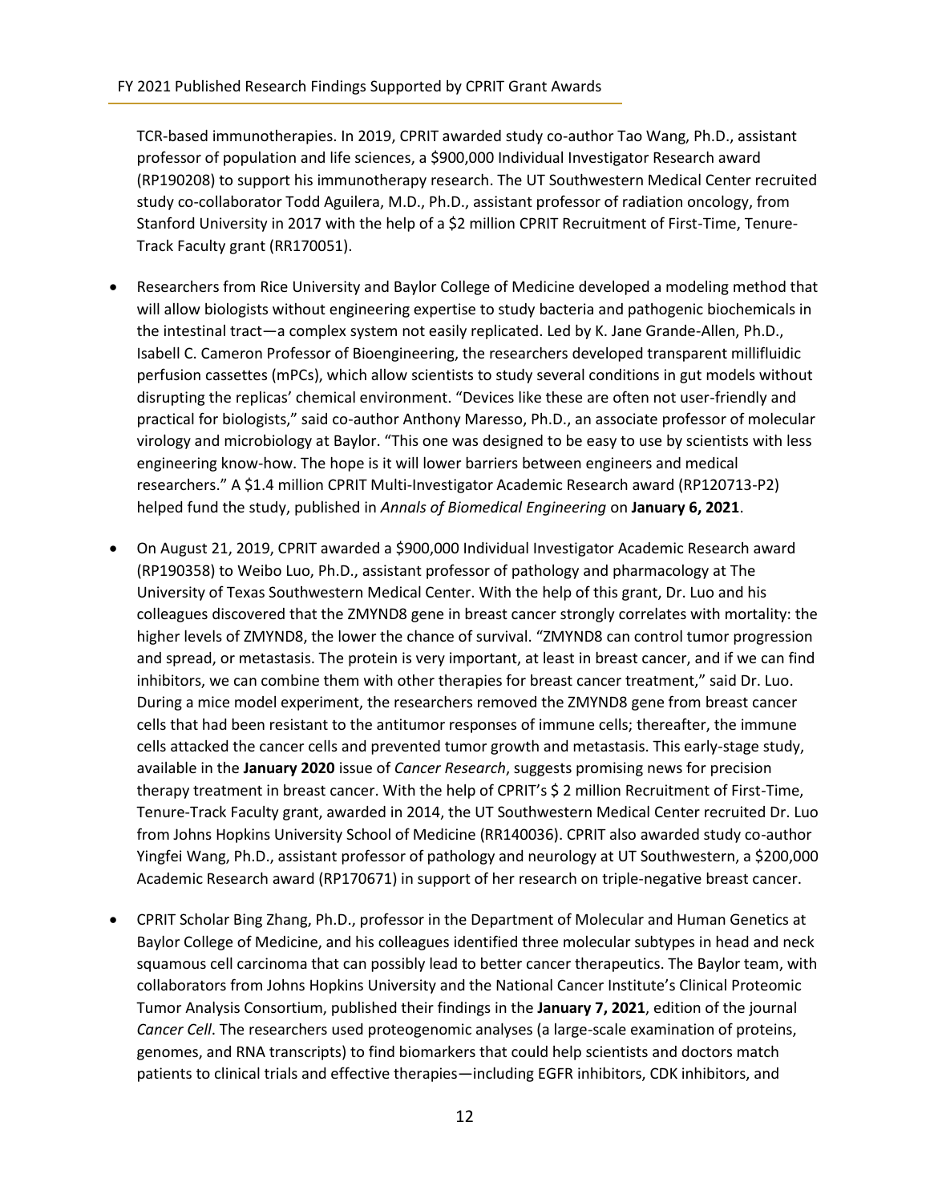TCR-based immunotherapies. In 2019, CPRIT awarded study co-author Tao Wang, Ph.D., assistant professor of population and life sciences, a $900,000 Individual Investigator Research award (RP190208) to support his immunotherapy research. The UT Southwestern Medical Center recruited study co-collaborator Todd Aguilera, M.D., Ph.D., assistant professor of radiation oncology, from Stanford University in 2017 with the help of a $2 million CPRIT Recruitment of First-Time, Tenure-Track Faculty grant (RR170051).

- Researchers from Rice University and Baylor College of Medicine developed a modeling method that will allow biologists without engineering expertise to study bacteria and pathogenic biochemicals in the intestinal tract—a complex system not easily replicated. Led by K. Jane Grande-Allen, Ph.D., Isabell C. Cameron Professor of Bioengineering, the researchers developed transparent millifluidic perfusion cassettes (mPCs), which allow scientists to study several conditions in gut models without disrupting the replicas' chemical environment. "Devices like these are often not user-friendly and practical for biologists," said co-author Anthony Maresso, Ph.D., an associate professor of molecular virology and microbiology at Baylor. "This one was designed to be easy to use by scientists with less engineering know-how. The hope is it will lower barriers between engineers and medical researchers." A $1.4 million CPRIT Multi-Investigator Academic Research award (RP120713-P2) helped fund the study, published in *Annals of Biomedical Engineering* on **January 6, 2021**.

- On August 21, 2019, CPRIT awarded a $900,000 Individual Investigator Academic Research award (RP190358) to Weibo Luo, Ph.D., assistant professor of pathology and pharmacology at The University of Texas Southwestern Medical Center. With the help of this grant, Dr. Luo and his colleagues discovered that the ZMYND8 gene in breast cancer strongly correlates with mortality: the higher levels of ZMYND8, the lower the chance of survival. "ZMYND8 can control tumor progression and spread, or metastasis. The protein is very important, at least in breast cancer, and if we can find inhibitors, we can combine them with other therapies for breast cancer treatment," said Dr. Luo. During a mice model experiment, the researchers removed the ZMYND8 gene from breast cancer cells that had been resistant to the antitumor responses of immune cells; thereafter, the immune cells attacked the cancer cells and prevented tumor growth and metastasis. This early-stage study, available in the **January 2020** issue of *Cancer Research*, suggests promising news for precision therapy treatment in breast cancer. With the help of CPRIT's $ 2 million Recruitment of First-Time, Tenure-Track Faculty grant, awarded in 2014, the UT Southwestern Medical Center recruited Dr. Luo from Johns Hopkins University School of Medicine (RR140036). CPRIT also awarded study co-author Yingfei Wang, Ph.D., assistant professor of pathology and neurology at UT Southwestern, a $200,000 Academic Research award (RP170671) in support of her research on triple-negative breast cancer.

- CPRIT Scholar Bing Zhang, Ph.D., professor in the Department of Molecular and Human Genetics at Baylor College of Medicine, and his colleagues identified three molecular subtypes in head and neck squamous cell carcinoma that can possibly lead to better cancer therapeutics. The Baylor team, with collaborators from Johns Hopkins University and the National Cancer Institute's Clinical Proteomic Tumor Analysis Consortium, published their findings in the **January 7, 2021**, edition of the journal *Cancer Cell*. The researchers used proteogenomic analyses (a large-scale examination of proteins, genomes, and RNA transcripts) to find biomarkers that could help scientists and doctors match patients to clinical trials and effective therapies—including EGFR inhibitors, CDK inhibitors, and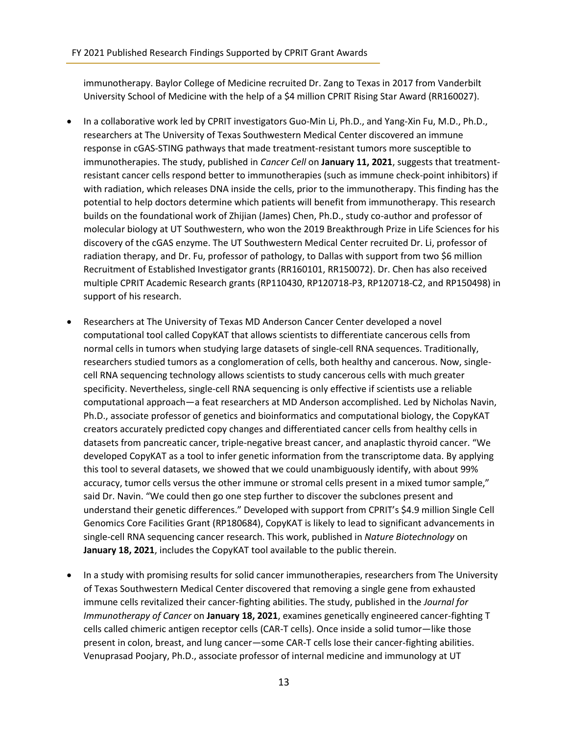immunotherapy. Baylor College of Medicine recruited Dr. Zang to Texas in 2017 from Vanderbilt University School of Medicine with the help of a $4 million CPRIT Rising Star Award (RR160027).

- In a collaborative work led by CPRIT investigators Guo-Min Li, Ph.D., and Yang-Xin Fu, M.D., Ph.D., researchers at The University of Texas Southwestern Medical Center discovered an immune response in cGAS-STING pathways that made treatment-resistant tumors more susceptible to immunotherapies. The study, published in *Cancer Cell* on **January 11, 2021**, suggests that treatment-resistant cancer cells respond better to immunotherapies (such as immune check-point inhibitors) if with radiation, which releases DNA inside the cells, prior to the immunotherapy. This finding has the potential to help doctors determine which patients will benefit from immunotherapy. This research builds on the foundational work of Zhijian (James) Chen, Ph.D., study co-author and professor of molecular biology at UT Southwestern, who won the 2019 Breakthrough Prize in Life Sciences for his discovery of the cGAS enzyme. The UT Southwestern Medical Center recruited Dr. Li, professor of radiation therapy, and Dr. Fu, professor of pathology, to Dallas with support from two $6 million Recruitment of Established Investigator grants (RR160101, RR150072). Dr. Chen has also received multiple CPRIT Academic Research grants (RP110430, RP120718-P3, RP120718-C2, and RP150498) in support of his research.

- Researchers at The University of Texas MD Anderson Cancer Center developed a novel computational tool called CopyKAT that allows scientists to differentiate cancerous cells from normal cells in tumors when studying large datasets of single-cell RNA sequences. Traditionally, researchers studied tumors as a conglomeration of cells, both healthy and cancerous. Now, single-cell RNA sequencing technology allows scientists to study cancerous cells with much greater specificity. Nevertheless, single-cell RNA sequencing is only effective if scientists use a reliable computational approach—a feat researchers at MD Anderson accomplished. Led by Nicholas Navin, Ph.D., associate professor of genetics and bioinformatics and computational biology, the CopyKAT creators accurately predicted copy changes and differentiated cancer cells from healthy cells in datasets from pancreatic cancer, triple-negative breast cancer, and anaplastic thyroid cancer. "We developed CopyKAT as a tool to infer genetic information from the transcriptome data. By applying this tool to several datasets, we showed that we could unambiguously identify, with about 99% accuracy, tumor cells versus the other immune or stromal cells present in a mixed tumor sample," said Dr. Navin. "We could then go one step further to discover the subclones present and understand their genetic differences." Developed with support from CPRIT's $4.9 million Single Cell Genomics Core Facilities Grant (RP180684), CopyKAT is likely to lead to significant advancements in single-cell RNA sequencing cancer research. This work, published in *Nature Biotechnology* on **January 18, 2021**, includes the CopyKAT tool available to the public therein.

- In a study with promising results for solid cancer immunotherapies, researchers from The University of Texas Southwestern Medical Center discovered that removing a single gene from exhausted immune cells revitalized their cancer-fighting abilities. The study, published in the *Journal for Immunotherapy of Cancer* on **January 18, 2021**, examines genetically engineered cancer-fighting T cells called chimeric antigen receptor cells (CAR-T cells). Once inside a solid tumor—like those present in colon, breast, and lung cancer—some CAR-T cells lose their cancer-fighting abilities. Venuprasad Poojary, Ph.D., associate professor of internal medicine and immunology at UT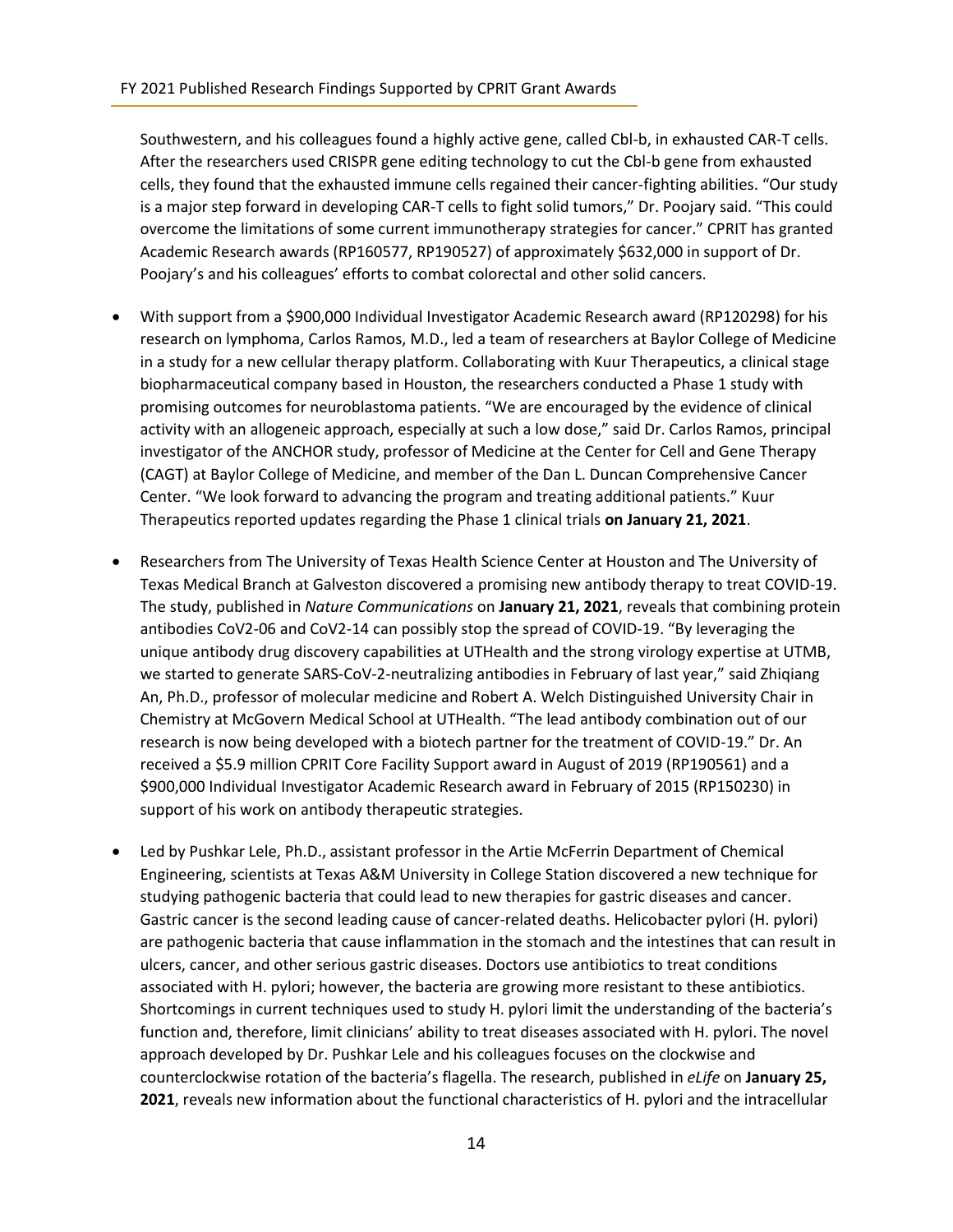Southwestern, and his colleagues found a highly active gene, called Cbl-b, in exhausted CAR-T cells. After the researchers used CRISPR gene editing technology to cut the Cbl-b gene from exhausted cells, they found that the exhausted immune cells regained their cancer-fighting abilities. "Our study is a major step forward in developing CAR-T cells to fight solid tumors," Dr. Poojary said. "This could overcome the limitations of some current immunotherapy strategies for cancer." CPRIT has granted Academic Research awards (RP160577, RP190527) of approximately $632,000 in support of Dr. Poojary's and his colleagues' efforts to combat colorectal and other solid cancers.

- With support from a $900,000 Individual Investigator Academic Research award (RP120298) for his research on lymphoma, Carlos Ramos, M.D., led a team of researchers at Baylor College of Medicine in a study for a new cellular therapy platform. Collaborating with Kuur Therapeutics, a clinical stage biopharmaceutical company based in Houston, the researchers conducted a Phase 1 study with promising outcomes for neuroblastoma patients. "We are encouraged by the evidence of clinical activity with an allogeneic approach, especially at such a low dose," said Dr. Carlos Ramos, principal investigator of the ANCHOR study, professor of Medicine at the Center for Cell and Gene Therapy (CAGT) at Baylor College of Medicine, and member of the Dan L. Duncan Comprehensive Cancer Center. "We look forward to advancing the program and treating additional patients." Kuur Therapeutics reported updates regarding the Phase 1 clinical trials **on January 21, 2021**.

- Researchers from The University of Texas Health Science Center at Houston and The University of Texas Medical Branch at Galveston discovered a promising new antibody therapy to treat COVID-19. The study, published in *Nature Communications* on **January 21, 2021**, reveals that combining protein antibodies CoV2-06 and CoV2-14 can possibly stop the spread of COVID-19. "By leveraging the unique antibody drug discovery capabilities at UTHealth and the strong virology expertise at UTMB, we started to generate SARS-CoV-2-neutralizing antibodies in February of last year," said Zhiqiang An, Ph.D., professor of molecular medicine and Robert A. Welch Distinguished University Chair in Chemistry at McGovern Medical School at UTHealth. "The lead antibody combination out of our research is now being developed with a biotech partner for the treatment of COVID-19." Dr. An received a $5.9 million CPRIT Core Facility Support award in August of 2019 (RP190561) and a $900,000 Individual Investigator Academic Research award in February of 2015 (RP150230) in support of his work on antibody therapeutic strategies.

- Led by Pushkar Lele, Ph.D., assistant professor in the Artie McFerrin Department of Chemical Engineering, scientists at Texas A&M University in College Station discovered a new technique for studying pathogenic bacteria that could lead to new therapies for gastric diseases and cancer. Gastric cancer is the second leading cause of cancer-related deaths. Helicobacter pylori (H. pylori) are pathogenic bacteria that cause inflammation in the stomach and the intestines that can result in ulcers, cancer, and other serious gastric diseases. Doctors use antibiotics to treat conditions associated with H. pylori; however, the bacteria are growing more resistant to these antibiotics. Shortcomings in current techniques used to study H. pylori limit the understanding of the bacteria's function and, therefore, limit clinicians' ability to treat diseases associated with H. pylori. The novel approach developed by Dr. Pushkar Lele and his colleagues focuses on the clockwise and counterclockwise rotation of the bacteria's flagella. The research, published in *eLife* on **January 25, 2021**, reveals new information about the functional characteristics of H. pylori and the intracellular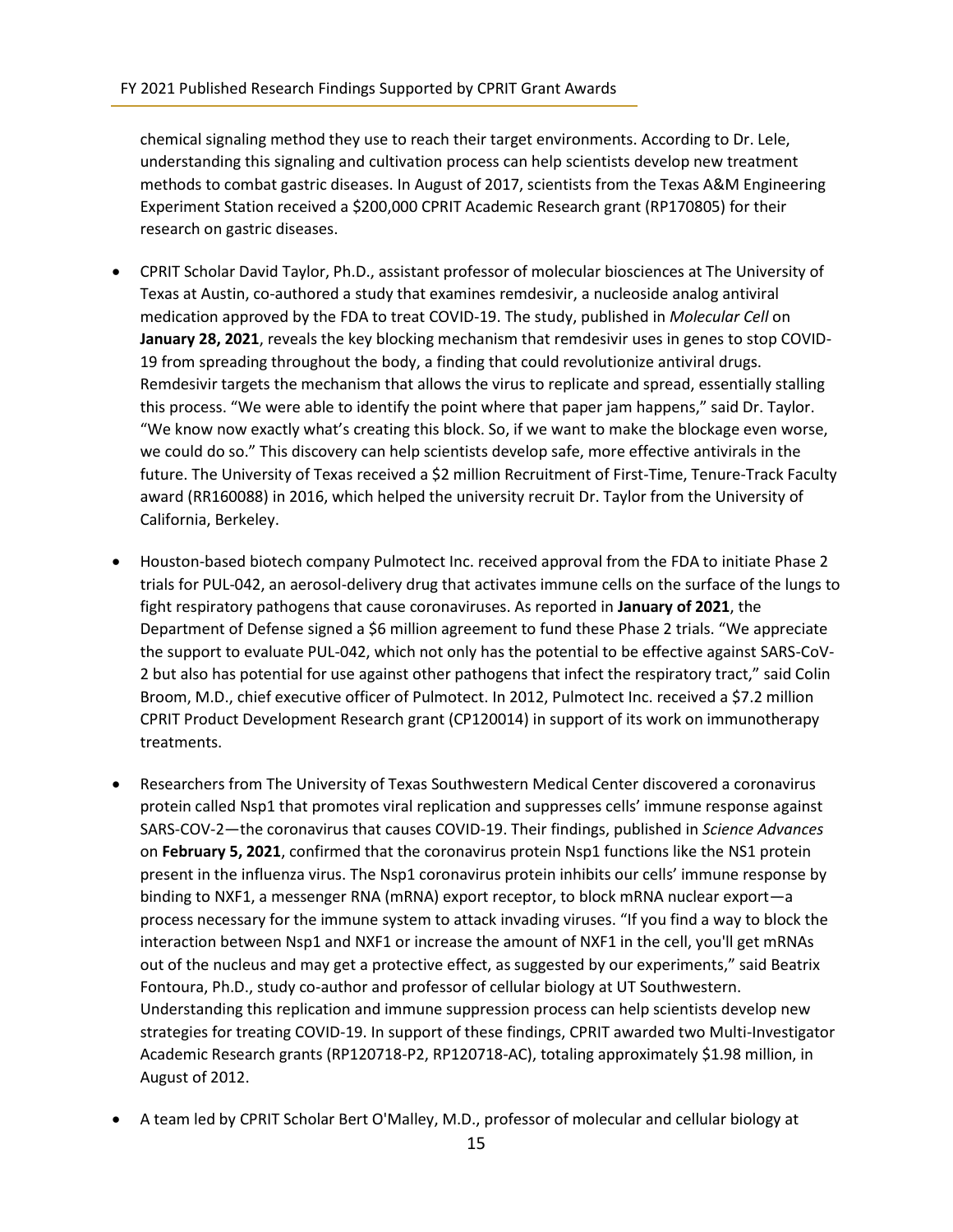chemical signaling method they use to reach their target environments. According to Dr. Lele, understanding this signaling and cultivation process can help scientists develop new treatment methods to combat gastric diseases. In August of 2017, scientists from the Texas A&M Engineering Experiment Station received a $200,000 CPRIT Academic Research grant (RP170805) for their research on gastric diseases.

- CPRIT Scholar David Taylor, Ph.D., assistant professor of molecular biosciences at The University of Texas at Austin, co-authored a study that examines remdesivir, a nucleoside analog antiviral medication approved by the FDA to treat COVID-19. The study, published in *Molecular Cell* on **January 28, 2021**, reveals the key blocking mechanism that remdesivir uses in genes to stop COVID-19 from spreading throughout the body, a finding that could revolutionize antiviral drugs. Remdesivir targets the mechanism that allows the virus to replicate and spread, essentially stalling this process. "We were able to identify the point where that paper jam happens," said Dr. Taylor. "We know now exactly what's creating this block. So, if we want to make the blockage even worse, we could do so." This discovery can help scientists develop safe, more effective antivirals in the future. The University of Texas received a $2 million Recruitment of First-Time, Tenure-Track Faculty award (RR160088) in 2016, which helped the university recruit Dr. Taylor from the University of California, Berkeley.

- Houston-based biotech company Pulmotect Inc. received approval from the FDA to initiate Phase 2 trials for PUL-042, an aerosol-delivery drug that activates immune cells on the surface of the lungs to fight respiratory pathogens that cause coronaviruses. As reported in **January of 2021**, the Department of Defense signed a $6 million agreement to fund these Phase 2 trials. "We appreciate the support to evaluate PUL-042, which not only has the potential to be effective against SARS-CoV-2 but also has potential for use against other pathogens that infect the respiratory tract," said Colin Broom, M.D., chief executive officer of Pulmotect. In 2012, Pulmotect Inc. received a $7.2 million CPRIT Product Development Research grant (CP120014) in support of its work on immunotherapy treatments.

- Researchers from The University of Texas Southwestern Medical Center discovered a coronavirus protein called Nsp1 that promotes viral replication and suppresses cells' immune response against SARS-COV-2—the coronavirus that causes COVID-19. Their findings, published in *Science Advances* on **February 5, 2021**, confirmed that the coronavirus protein Nsp1 functions like the NS1 protein present in the influenza virus. The Nsp1 coronavirus protein inhibits our cells' immune response by binding to NXF1, a messenger RNA (mRNA) export receptor, to block mRNA nuclear export—a process necessary for the immune system to attack invading viruses. "If you find a way to block the interaction between Nsp1 and NXF1 or increase the amount of NXF1 in the cell, you'll get mRNAs out of the nucleus and may get a protective effect, as suggested by our experiments," said Beatrix Fontoura, Ph.D., study co-author and professor of cellular biology at UT Southwestern. Understanding this replication and immune suppression process can help scientists develop new strategies for treating COVID-19. In support of these findings, CPRIT awarded two Multi-Investigator Academic Research grants (RP120718-P2, RP120718-AC), totaling approximately $1.98 million, in August of 2012.

- A team led by CPRIT Scholar Bert O'Malley, M.D., professor of molecular and cellular biology at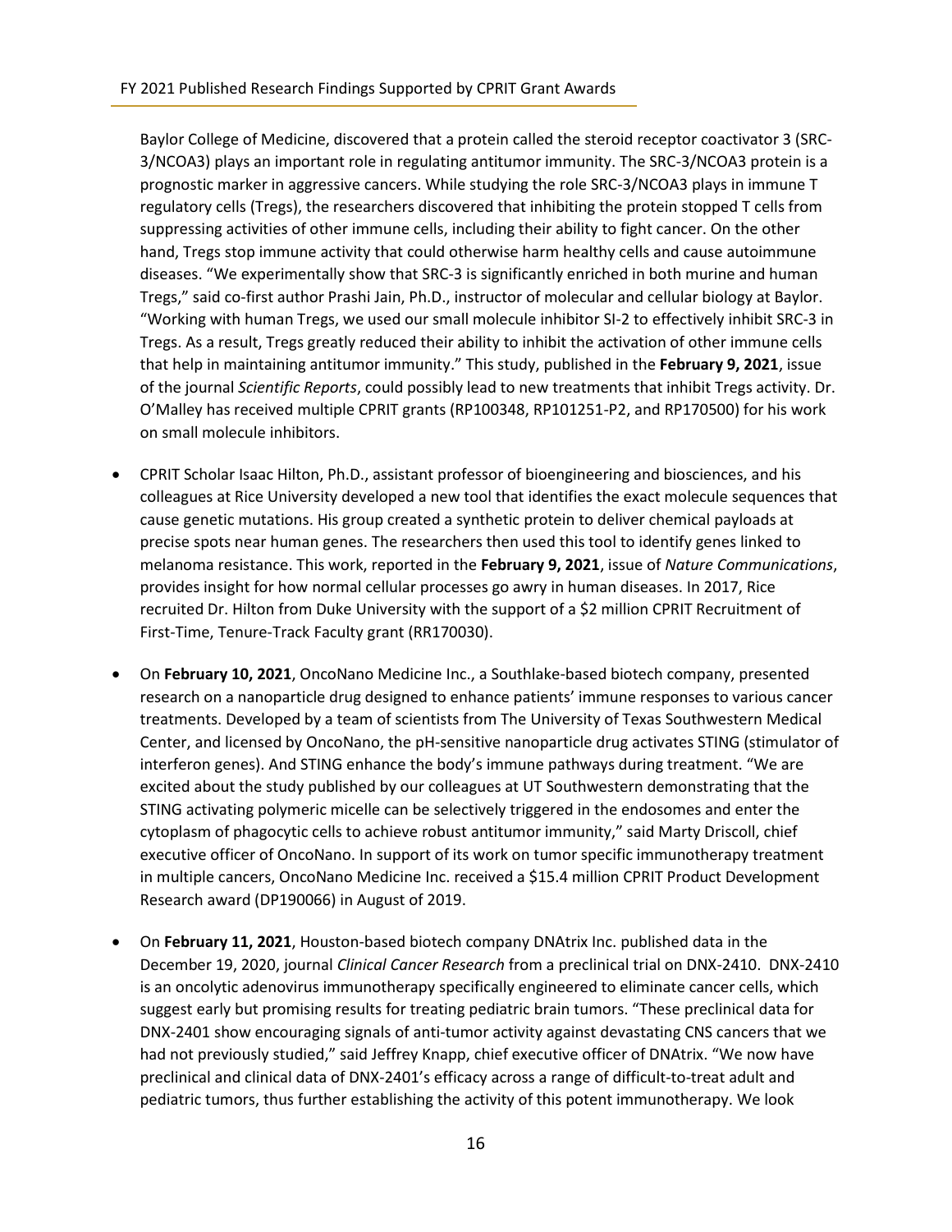Baylor College of Medicine, discovered that a protein called the steroid receptor coactivator 3 (SRC-3/NCOA3) plays an important role in regulating antitumor immunity. The SRC-3/NCOA3 protein is a prognostic marker in aggressive cancers. While studying the role SRC-3/NCOA3 plays in immune T regulatory cells (Tregs), the researchers discovered that inhibiting the protein stopped T cells from suppressing activities of other immune cells, including their ability to fight cancer. On the other hand, Tregs stop immune activity that could otherwise harm healthy cells and cause autoimmune diseases. "We experimentally show that SRC-3 is significantly enriched in both murine and human Tregs," said co-first author Prashi Jain, Ph.D., instructor of molecular and cellular biology at Baylor. "Working with human Tregs, we used our small molecule inhibitor SI-2 to effectively inhibit SRC-3 in Tregs. As a result, Tregs greatly reduced their ability to inhibit the activation of other immune cells that help in maintaining antitumor immunity." This study, published in the **February 9, 2021**, issue of the journal *Scientific Reports*, could possibly lead to new treatments that inhibit Tregs activity. Dr. O'Malley has received multiple CPRIT grants (RP100348, RP101251-P2, and RP170500) for his work on small molecule inhibitors.

- CPRIT Scholar Isaac Hilton, Ph.D., assistant professor of bioengineering and biosciences, and his colleagues at Rice University developed a new tool that identifies the exact molecule sequences that cause genetic mutations. His group created a synthetic protein to deliver chemical payloads at precise spots near human genes. The researchers then used this tool to identify genes linked to melanoma resistance. This work, reported in the **February 9, 2021**, issue of *Nature Communications*, provides insight for how normal cellular processes go awry in human diseases. In 2017, Rice recruited Dr. Hilton from Duke University with the support of a $2 million CPRIT Recruitment of First-Time, Tenure-Track Faculty grant (RR170030).

- On **February 10, 2021**, OncoNano Medicine Inc., a Southlake-based biotech company, presented research on a nanoparticle drug designed to enhance patients' immune responses to various cancer treatments. Developed by a team of scientists from The University of Texas Southwestern Medical Center, and licensed by OncoNano, the pH-sensitive nanoparticle drug activates STING (stimulator of interferon genes). And STING enhance the body's immune pathways during treatment. "We are excited about the study published by our colleagues at UT Southwestern demonstrating that the STING activating polymeric micelle can be selectively triggered in the endosomes and enter the cytoplasm of phagocytic cells to achieve robust antitumor immunity," said Marty Driscoll, chief executive officer of OncoNano. In support of its work on tumor specific immunotherapy treatment in multiple cancers, OncoNano Medicine Inc. received a $15.4 million CPRIT Product Development Research award (DP190066) in August of 2019.

- On **February 11, 2021**, Houston-based biotech company DNAtrix Inc. published data in the December 19, 2020, journal *Clinical Cancer Research* from a preclinical trial on DNX-2410. DNX-2410 is an oncolytic adenovirus immunotherapy specifically engineered to eliminate cancer cells, which suggest early but promising results for treating pediatric brain tumors. "These preclinical data for DNX-2401 show encouraging signals of anti-tumor activity against devastating CNS cancers that we had not previously studied," said Jeffrey Knapp, chief executive officer of DNAtrix. "We now have preclinical and clinical data of DNX-2401's efficacy across a range of difficult-to-treat adult and pediatric tumors, thus further establishing the activity of this potent immunotherapy. We look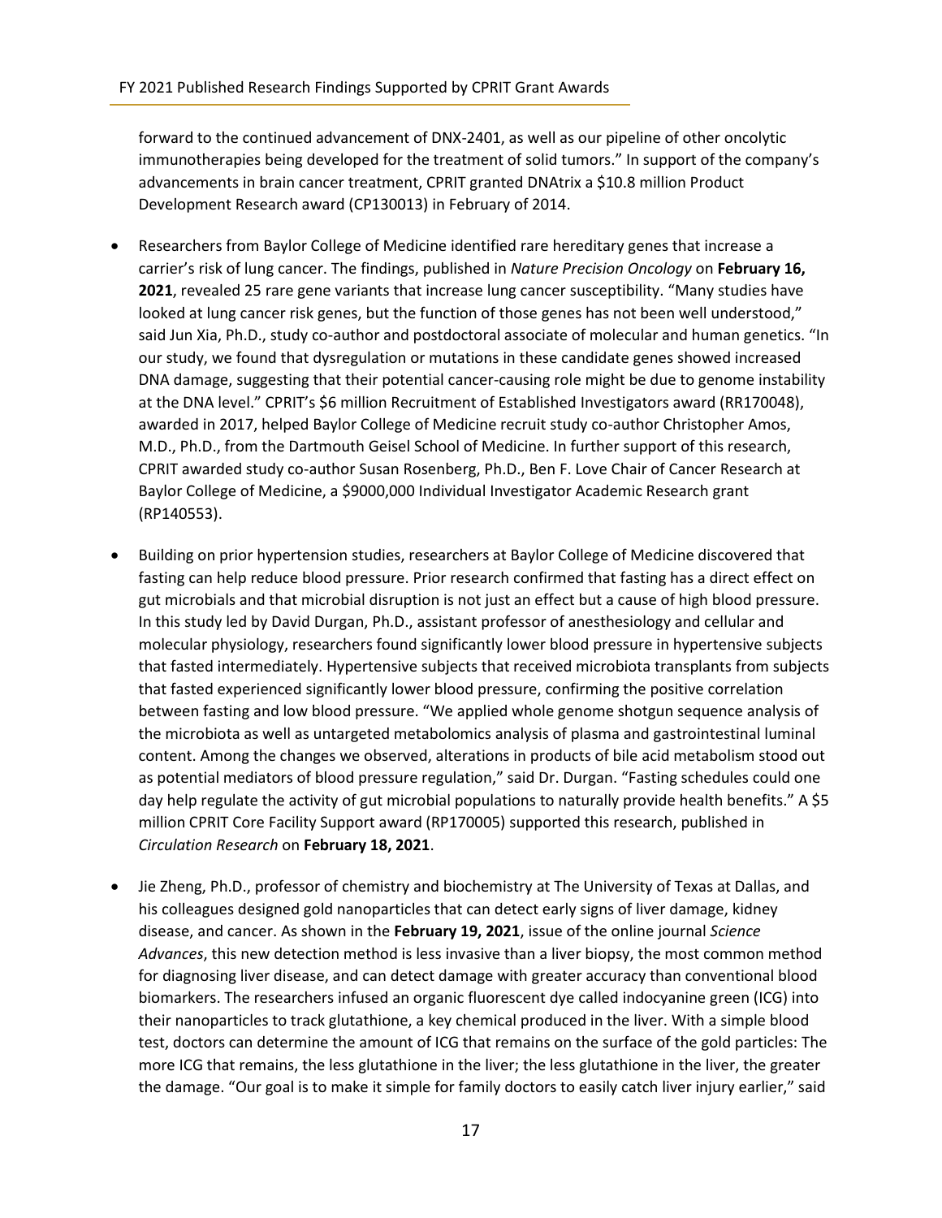forward to the continued advancement of DNX-2401, as well as our pipeline of other oncolytic immunotherapies being developed for the treatment of solid tumors." In support of the company's advancements in brain cancer treatment, CPRIT granted DNAtrix a $10.8 million Product Development Research award (CP130013) in February of 2014.

- Researchers from Baylor College of Medicine identified rare hereditary genes that increase a carrier's risk of lung cancer. The findings, published in *Nature Precision Oncology* on **February 16, 2021**, revealed 25 rare gene variants that increase lung cancer susceptibility. "Many studies have looked at lung cancer risk genes, but the function of those genes has not been well understood," said Jun Xia, Ph.D., study co-author and postdoctoral associate of molecular and human genetics. "In our study, we found that dysregulation or mutations in these candidate genes showed increased DNA damage, suggesting that their potential cancer-causing role might be due to genome instability at the DNA level." CPRIT's $6 million Recruitment of Established Investigators award (RR170048), awarded in 2017, helped Baylor College of Medicine recruit study co-author Christopher Amos, M.D., Ph.D., from the Dartmouth Geisel School of Medicine. In further support of this research, CPRIT awarded study co-author Susan Rosenberg, Ph.D., Ben F. Love Chair of Cancer Research at Baylor College of Medicine, a $9000,000 Individual Investigator Academic Research grant (RP140553).

- Building on prior hypertension studies, researchers at Baylor College of Medicine discovered that fasting can help reduce blood pressure. Prior research confirmed that fasting has a direct effect on gut microbials and that microbial disruption is not just an effect but a cause of high blood pressure. In this study led by David Durgan, Ph.D., assistant professor of anesthesiology and cellular and molecular physiology, researchers found significantly lower blood pressure in hypertensive subjects that fasted intermediately. Hypertensive subjects that received microbiota transplants from subjects that fasted experienced significantly lower blood pressure, confirming the positive correlation between fasting and low blood pressure. "We applied whole genome shotgun sequence analysis of the microbiota as well as untargeted metabolomics analysis of plasma and gastrointestinal luminal content. Among the changes we observed, alterations in products of bile acid metabolism stood out as potential mediators of blood pressure regulation," said Dr. Durgan. "Fasting schedules could one day help regulate the activity of gut microbial populations to naturally provide health benefits." A $5 million CPRIT Core Facility Support award (RP170005) supported this research, published in *Circulation Research* on **February 18, 2021**.

- Jie Zheng, Ph.D., professor of chemistry and biochemistry at The University of Texas at Dallas, and his colleagues designed gold nanoparticles that can detect early signs of liver damage, kidney disease, and cancer. As shown in the **February 19, 2021**, issue of the online journal *Science Advances*, this new detection method is less invasive than a liver biopsy, the most common method for diagnosing liver disease, and can detect damage with greater accuracy than conventional blood biomarkers. The researchers infused an organic fluorescent dye called indocyanine green (ICG) into their nanoparticles to track glutathione, a key chemical produced in the liver. With a simple blood test, doctors can determine the amount of ICG that remains on the surface of the gold particles: The more ICG that remains, the less glutathione in the liver; the less glutathione in the liver, the greater the damage. "Our goal is to make it simple for family doctors to easily catch liver injury earlier," said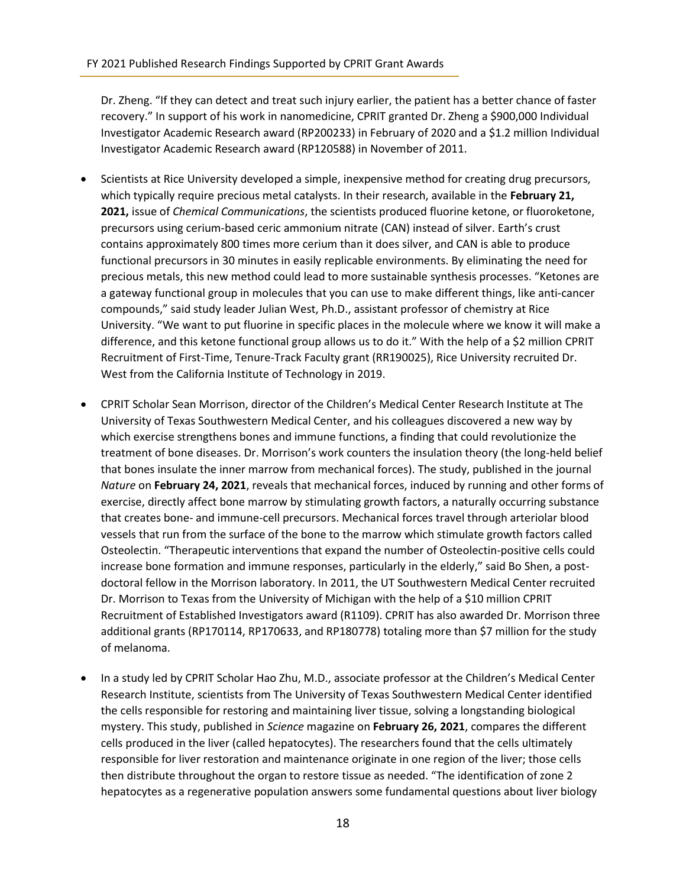Dr. Zheng. “If they can detect and treat such injury earlier, the patient has a better chance of faster recovery.” In support of his work in nanomedicine, CPRIT granted Dr. Zheng a $900,000 Individual Investigator Academic Research award (RP200233) in February of 2020 and a $1.2 million Individual Investigator Academic Research award (RP120588) in November of 2011.

- Scientists at Rice University developed a simple, inexpensive method for creating drug precursors, which typically require precious metal catalysts. In their research, available in the **February 21, 2021,** issue of *Chemical Communications*, the scientists produced fluorine ketone, or fluoroketone, precursors using cerium-based ceric ammonium nitrate (CAN) instead of silver. Earth’s crust contains approximately 800 times more cerium than it does silver, and CAN is able to produce functional precursors in 30 minutes in easily replicable environments. By eliminating the need for precious metals, this new method could lead to more sustainable synthesis processes. “Ketones are a gateway functional group in molecules that you can use to make different things, like anti-cancer compounds,” said study leader Julian West, Ph.D., assistant professor of chemistry at Rice University. “We want to put fluorine in specific places in the molecule where we know it will make a difference, and this ketone functional group allows us to do it.” With the help of a $2 million CPRIT Recruitment of First-Time, Tenure-Track Faculty grant (RR190025), Rice University recruited Dr. West from the California Institute of Technology in 2019.

- CPRIT Scholar Sean Morrison, director of the Children’s Medical Center Research Institute at The University of Texas Southwestern Medical Center, and his colleagues discovered a new way by which exercise strengthens bones and immune functions, a finding that could revolutionize the treatment of bone diseases. Dr. Morrison’s work counters the insulation theory (the long-held belief that bones insulate the inner marrow from mechanical forces). The study, published in the journal *Nature* on **February 24, 2021**, reveals that mechanical forces, induced by running and other forms of exercise, directly affect bone marrow by stimulating growth factors, a naturally occurring substance that creates bone- and immune-cell precursors. Mechanical forces travel through arteriolar blood vessels that run from the surface of the bone to the marrow which stimulate growth factors called Osteolectin. “Therapeutic interventions that expand the number of Osteolectin-positive cells could increase bone formation and immune responses, particularly in the elderly,” said Bo Shen, a post-doctoral fellow in the Morrison laboratory. In 2011, the UT Southwestern Medical Center recruited Dr. Morrison to Texas from the University of Michigan with the help of a $10 million CPRIT Recruitment of Established Investigators award (R1109). CPRIT has also awarded Dr. Morrison three additional grants (RP170114, RP170633, and RP180778) totaling more than $7 million for the study of melanoma.

- In a study led by CPRIT Scholar Hao Zhu, M.D., associate professor at the Children’s Medical Center Research Institute, scientists from The University of Texas Southwestern Medical Center identified the cells responsible for restoring and maintaining liver tissue, solving a longstanding biological mystery. This study, published in *Science* magazine on **February 26, 2021**, compares the different cells produced in the liver (called hepatocytes). The researchers found that the cells ultimately responsible for liver restoration and maintenance originate in one region of the liver; those cells then distribute throughout the organ to restore tissue as needed. “The identification of zone 2 hepatocytes as a regenerative population answers some fundamental questions about liver biology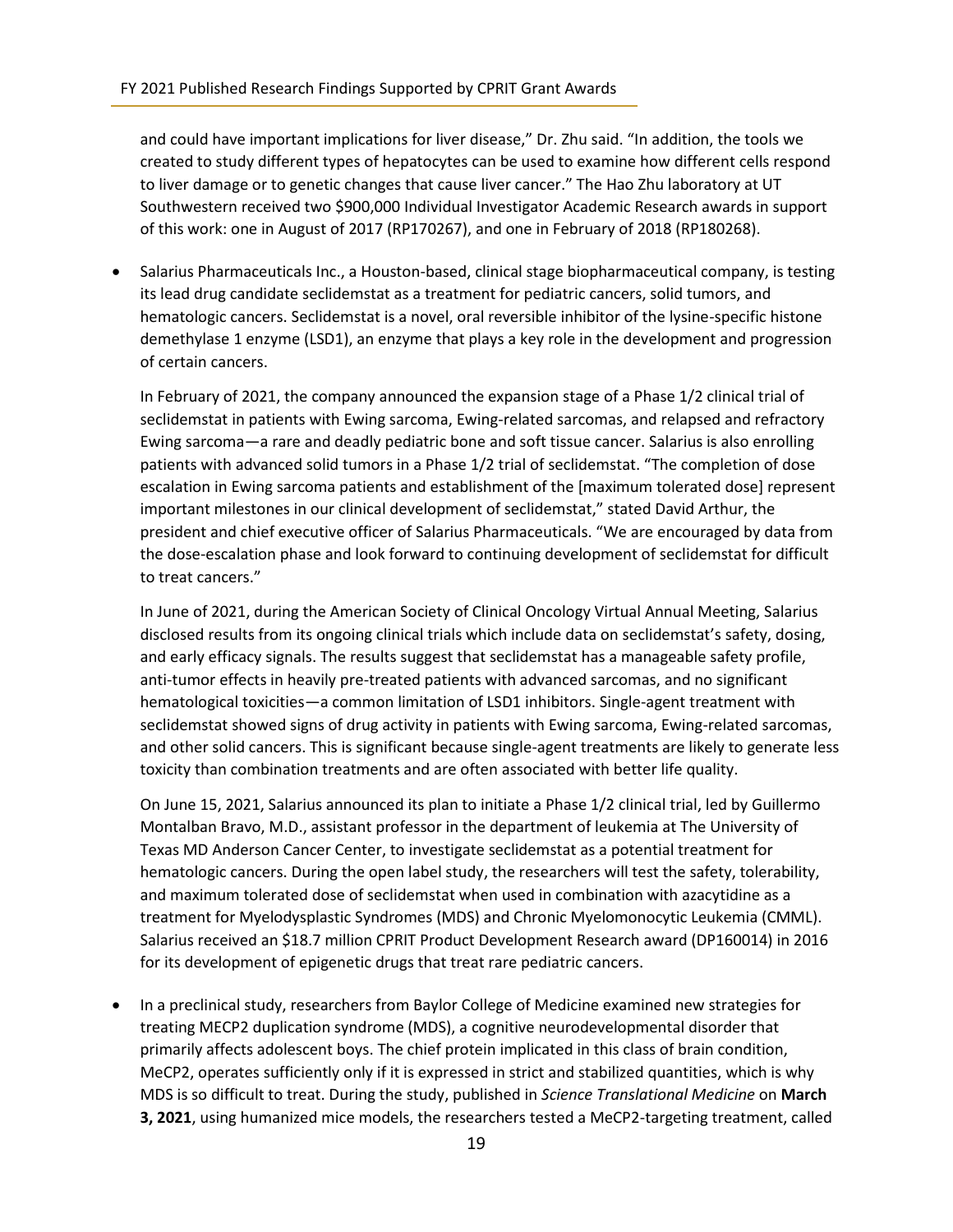and could have important implications for liver disease," Dr. Zhu said. "In addition, the tools we created to study different types of hepatocytes can be used to examine how different cells respond to liver damage or to genetic changes that cause liver cancer." The Hao Zhu laboratory at UT Southwestern received two $900,000 Individual Investigator Academic Research awards in support of this work: one in August of 2017 (RP170267), and one in February of 2018 (RP180268).

- Salarius Pharmaceuticals Inc., a Houston-based, clinical stage biopharmaceutical company, is testing its lead drug candidate seclidemstat as a treatment for pediatric cancers, solid tumors, and hematologic cancers. Seclidemstat is a novel, oral reversible inhibitor of the lysine-specific histone demethylase 1 enzyme (LSD1), an enzyme that plays a key role in the development and progression of certain cancers.

  In February of 2021, the company announced the expansion stage of a Phase 1/2 clinical trial of seclidemstat in patients with Ewing sarcoma, Ewing-related sarcomas, and relapsed and refractory Ewing sarcoma—a rare and deadly pediatric bone and soft tissue cancer. Salarius is also enrolling patients with advanced solid tumors in a Phase 1/2 trial of seclidemstat. "The completion of dose escalation in Ewing sarcoma patients and establishment of the [maximum tolerated dose] represent important milestones in our clinical development of seclidemstat," stated David Arthur, the president and chief executive officer of Salarius Pharmaceuticals. "We are encouraged by data from the dose-escalation phase and look forward to continuing development of seclidemstat for difficult to treat cancers."

  In June of 2021, during the American Society of Clinical Oncology Virtual Annual Meeting, Salarius disclosed results from its ongoing clinical trials which include data on seclidemstat's safety, dosing, and early efficacy signals. The results suggest that seclidemstat has a manageable safety profile, anti-tumor effects in heavily pre-treated patients with advanced sarcomas, and no significant hematological toxicities—a common limitation of LSD1 inhibitors. Single-agent treatment with seclidemstat showed signs of drug activity in patients with Ewing sarcoma, Ewing-related sarcomas, and other solid cancers. This is significant because single-agent treatments are likely to generate less toxicity than combination treatments and are often associated with better life quality.

  On June 15, 2021, Salarius announced its plan to initiate a Phase 1/2 clinical trial, led by Guillermo Montalban Bravo, M.D., assistant professor in the department of leukemia at The University of Texas MD Anderson Cancer Center, to investigate seclidemstat as a potential treatment for hematologic cancers. During the open label study, the researchers will test the safety, tolerability, and maximum tolerated dose of seclidemstat when used in combination with azacytidine as a treatment for Myelodysplastic Syndromes (MDS) and Chronic Myelomonocytic Leukemia (CMML). Salarius received an $18.7 million CPRIT Product Development Research award (DP160014) in 2016 for its development of epigenetic drugs that treat rare pediatric cancers.

- In a preclinical study, researchers from Baylor College of Medicine examined new strategies for treating MECP2 duplication syndrome (MDS), a cognitive neurodevelopmental disorder that primarily affects adolescent boys. The chief protein implicated in this class of brain condition, MeCP2, operates sufficiently only if it is expressed in strict and stabilized quantities, which is why MDS is so difficult to treat. During the study, published in *Science Translational Medicine* on **March 3, 2021**, using humanized mice models, the researchers tested a MeCP2-targeting treatment, called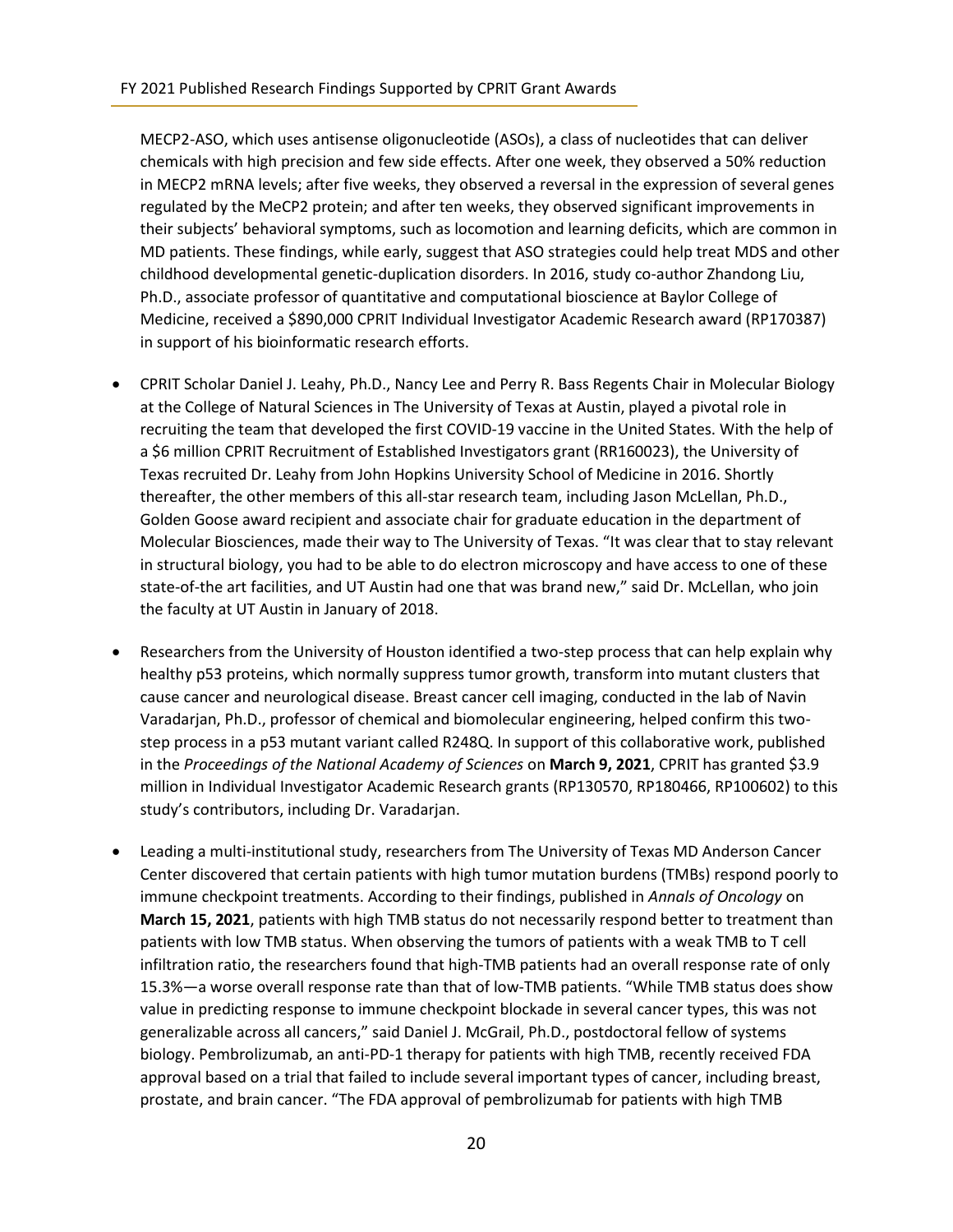MECP2-ASO, which uses antisense oligonucleotide (ASOs), a class of nucleotides that can deliver chemicals with high precision and few side effects. After one week, they observed a 50% reduction in MECP2 mRNA levels; after five weeks, they observed a reversal in the expression of several genes regulated by the MeCP2 protein; and after ten weeks, they observed significant improvements in their subjects' behavioral symptoms, such as locomotion and learning deficits, which are common in MD patients. These findings, while early, suggest that ASO strategies could help treat MDS and other childhood developmental genetic-duplication disorders. In 2016, study co-author Zhandong Liu, Ph.D., associate professor of quantitative and computational bioscience at Baylor College of Medicine, received a $890,000 CPRIT Individual Investigator Academic Research award (RP170387) in support of his bioinformatic research efforts.

- CPRIT Scholar Daniel J. Leahy, Ph.D., Nancy Lee and Perry R. Bass Regents Chair in Molecular Biology at the College of Natural Sciences in The University of Texas at Austin, played a pivotal role in recruiting the team that developed the first COVID-19 vaccine in the United States. With the help of a $6 million CPRIT Recruitment of Established Investigators grant (RR160023), the University of Texas recruited Dr. Leahy from John Hopkins University School of Medicine in 2016. Shortly thereafter, the other members of this all-star research team, including Jason McLellan, Ph.D., Golden Goose award recipient and associate chair for graduate education in the department of Molecular Biosciences, made their way to The University of Texas. "It was clear that to stay relevant in structural biology, you had to be able to do electron microscopy and have access to one of these state-of-the art facilities, and UT Austin had one that was brand new," said Dr. McLellan, who join the faculty at UT Austin in January of 2018.

- Researchers from the University of Houston identified a two-step process that can help explain why healthy p53 proteins, which normally suppress tumor growth, transform into mutant clusters that cause cancer and neurological disease. Breast cancer cell imaging, conducted in the lab of Navin Varadarjan, Ph.D., professor of chemical and biomolecular engineering, helped confirm this two-step process in a p53 mutant variant called R248Q. In support of this collaborative work, published in the *Proceedings of the National Academy of Sciences* on **March 9, 2021**, CPRIT has granted $3.9 million in Individual Investigator Academic Research grants (RP130570, RP180466, RP100602) to this study's contributors, including Dr. Varadarjan.

- Leading a multi-institutional study, researchers from The University of Texas MD Anderson Cancer Center discovered that certain patients with high tumor mutation burdens (TMBs) respond poorly to immune checkpoint treatments. According to their findings, published in *Annals of Oncology* on **March 15, 2021**, patients with high TMB status do not necessarily respond better to treatment than patients with low TMB status. When observing the tumors of patients with a weak TMB to T cell infiltration ratio, the researchers found that high-TMB patients had an overall response rate of only 15.3%—a worse overall response rate than that of low-TMB patients. "While TMB status does show value in predicting response to immune checkpoint blockade in several cancer types, this was not generalizable across all cancers," said Daniel J. McGrail, Ph.D., postdoctoral fellow of systems biology. Pembrolizumab, an anti-PD-1 therapy for patients with high TMB, recently received FDA approval based on a trial that failed to include several important types of cancer, including breast, prostate, and brain cancer. "The FDA approval of pembrolizumab for patients with high TMB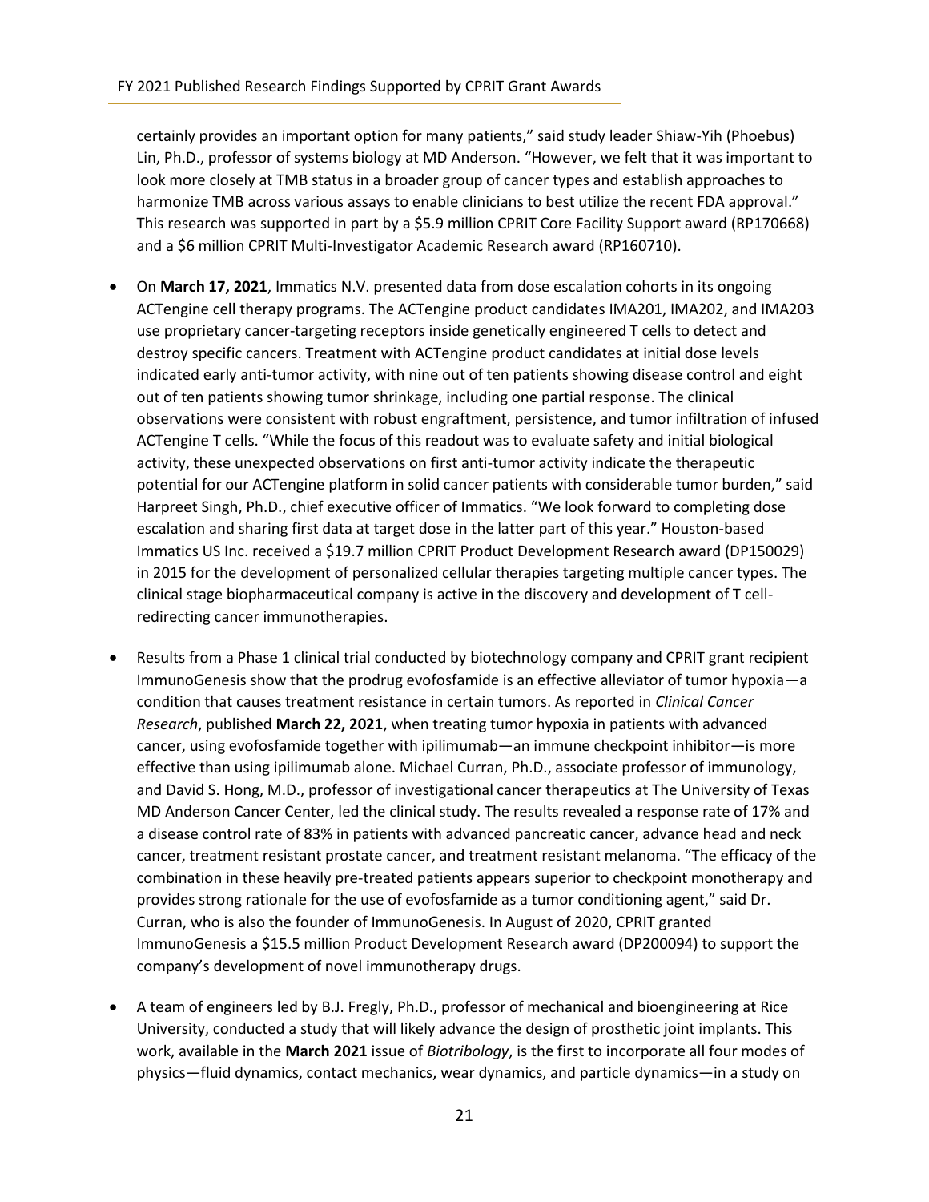certainly provides an important option for many patients," said study leader Shiaw-Yih (Phoebus) Lin, Ph.D., professor of systems biology at MD Anderson. "However, we felt that it was important to look more closely at TMB status in a broader group of cancer types and establish approaches to harmonize TMB across various assays to enable clinicians to best utilize the recent FDA approval." This research was supported in part by a $5.9 million CPRIT Core Facility Support award (RP170668) and a $6 million CPRIT Multi-Investigator Academic Research award (RP160710).

- On **March 17, 2021**, Immatics N.V. presented data from dose escalation cohorts in its ongoing ACTengine cell therapy programs. The ACTengine product candidates IMA201, IMA202, and IMA203 use proprietary cancer-targeting receptors inside genetically engineered T cells to detect and destroy specific cancers. Treatment with ACTengine product candidates at initial dose levels indicated early anti-tumor activity, with nine out of ten patients showing disease control and eight out of ten patients showing tumor shrinkage, including one partial response. The clinical observations were consistent with robust engraftment, persistence, and tumor infiltration of infused ACTengine T cells. "While the focus of this readout was to evaluate safety and initial biological activity, these unexpected observations on first anti-tumor activity indicate the therapeutic potential for our ACTengine platform in solid cancer patients with considerable tumor burden," said Harpreet Singh, Ph.D., chief executive officer of Immatics. "We look forward to completing dose escalation and sharing first data at target dose in the latter part of this year." Houston-based Immatics US Inc. received a $19.7 million CPRIT Product Development Research award (DP150029) in 2015 for the development of personalized cellular therapies targeting multiple cancer types. The clinical stage biopharmaceutical company is active in the discovery and development of T cell-redirecting cancer immunotherapies.

- Results from a Phase 1 clinical trial conducted by biotechnology company and CPRIT grant recipient ImmunoGenesis show that the prodrug evofosfamide is an effective alleviator of tumor hypoxia—a condition that causes treatment resistance in certain tumors. As reported in *Clinical Cancer Research*, published **March 22, 2021**, when treating tumor hypoxia in patients with advanced cancer, using evofosfamide together with ipilimumab—an immune checkpoint inhibitor—is more effective than using ipilimumab alone. Michael Curran, Ph.D., associate professor of immunology, and David S. Hong, M.D., professor of investigational cancer therapeutics at The University of Texas MD Anderson Cancer Center, led the clinical study. The results revealed a response rate of 17% and a disease control rate of 83% in patients with advanced pancreatic cancer, advance head and neck cancer, treatment resistant prostate cancer, and treatment resistant melanoma. "The efficacy of the combination in these heavily pre-treated patients appears superior to checkpoint monotherapy and provides strong rationale for the use of evofosfamide as a tumor conditioning agent," said Dr. Curran, who is also the founder of ImmunoGenesis. In August of 2020, CPRIT granted ImmunoGenesis a $15.5 million Product Development Research award (DP200094) to support the company's development of novel immunotherapy drugs.

- A team of engineers led by B.J. Fregly, Ph.D., professor of mechanical and bioengineering at Rice University, conducted a study that will likely advance the design of prosthetic joint implants. This work, available in the **March 2021** issue of *Biotribology*, is the first to incorporate all four modes of physics—fluid dynamics, contact mechanics, wear dynamics, and particle dynamics—in a study on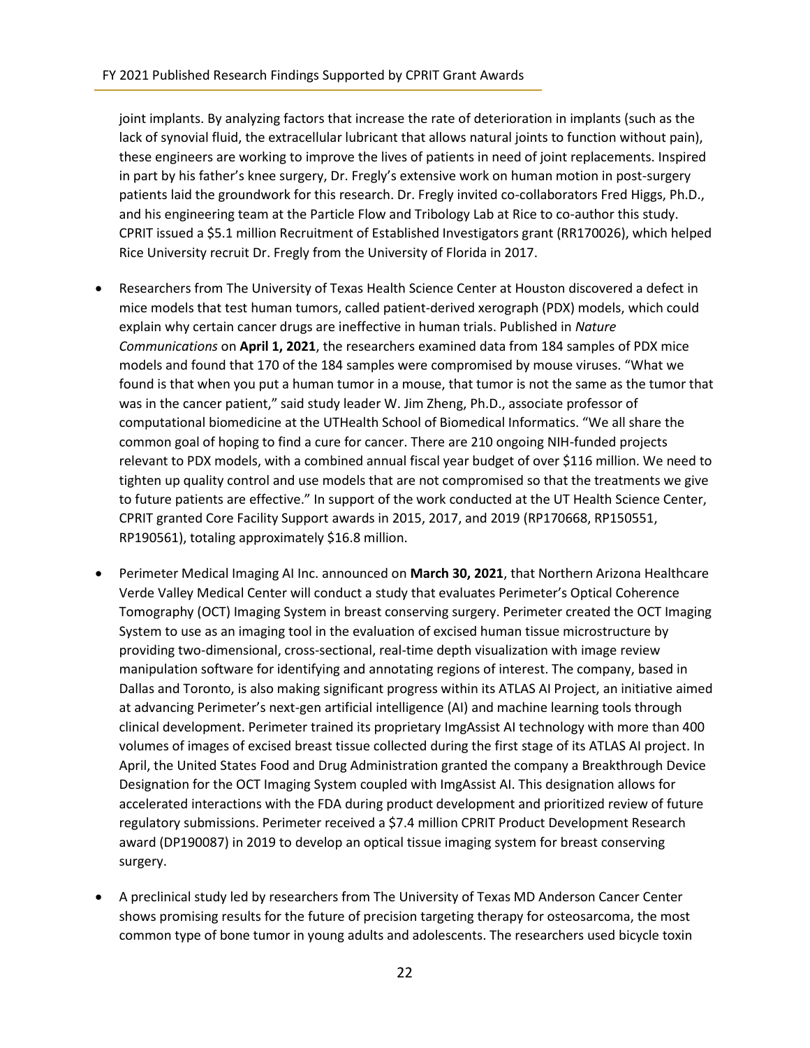joint implants. By analyzing factors that increase the rate of deterioration in implants (such as the lack of synovial fluid, the extracellular lubricant that allows natural joints to function without pain), these engineers are working to improve the lives of patients in need of joint replacements. Inspired in part by his father's knee surgery, Dr. Fregly's extensive work on human motion in post-surgery patients laid the groundwork for this research. Dr. Fregly invited co-collaborators Fred Higgs, Ph.D., and his engineering team at the Particle Flow and Tribology Lab at Rice to co-author this study. CPRIT issued a $5.1 million Recruitment of Established Investigators grant (RR170026), which helped Rice University recruit Dr. Fregly from the University of Florida in 2017.

- Researchers from The University of Texas Health Science Center at Houston discovered a defect in mice models that test human tumors, called patient-derived xerograph (PDX) models, which could explain why certain cancer drugs are ineffective in human trials. Published in *Nature Communications* on **April 1, 2021**, the researchers examined data from 184 samples of PDX mice models and found that 170 of the 184 samples were compromised by mouse viruses. "What we found is that when you put a human tumor in a mouse, that tumor is not the same as the tumor that was in the cancer patient," said study leader W. Jim Zheng, Ph.D., associate professor of computational biomedicine at the UTHealth School of Biomedical Informatics. "We all share the common goal of hoping to find a cure for cancer. There are 210 ongoing NIH-funded projects relevant to PDX models, with a combined annual fiscal year budget of over $116 million. We need to tighten up quality control and use models that are not compromised so that the treatments we give to future patients are effective." In support of the work conducted at the UT Health Science Center, CPRIT granted Core Facility Support awards in 2015, 2017, and 2019 (RP170668, RP150551, RP190561), totaling approximately $16.8 million.

- Perimeter Medical Imaging AI Inc. announced on **March 30, 2021**, that Northern Arizona Healthcare Verde Valley Medical Center will conduct a study that evaluates Perimeter's Optical Coherence Tomography (OCT) Imaging System in breast conserving surgery. Perimeter created the OCT Imaging System to use as an imaging tool in the evaluation of excised human tissue microstructure by providing two-dimensional, cross-sectional, real-time depth visualization with image review manipulation software for identifying and annotating regions of interest. The company, based in Dallas and Toronto, is also making significant progress within its ATLAS AI Project, an initiative aimed at advancing Perimeter's next-gen artificial intelligence (AI) and machine learning tools through clinical development. Perimeter trained its proprietary ImgAssist AI technology with more than 400 volumes of images of excised breast tissue collected during the first stage of its ATLAS AI project. In April, the United States Food and Drug Administration granted the company a Breakthrough Device Designation for the OCT Imaging System coupled with ImgAssist AI. This designation allows for accelerated interactions with the FDA during product development and prioritized review of future regulatory submissions. Perimeter received a $7.4 million CPRIT Product Development Research award (DP190087) in 2019 to develop an optical tissue imaging system for breast conserving surgery.

- A preclinical study led by researchers from The University of Texas MD Anderson Cancer Center shows promising results for the future of precision targeting therapy for osteosarcoma, the most common type of bone tumor in young adults and adolescents. The researchers used bicycle toxin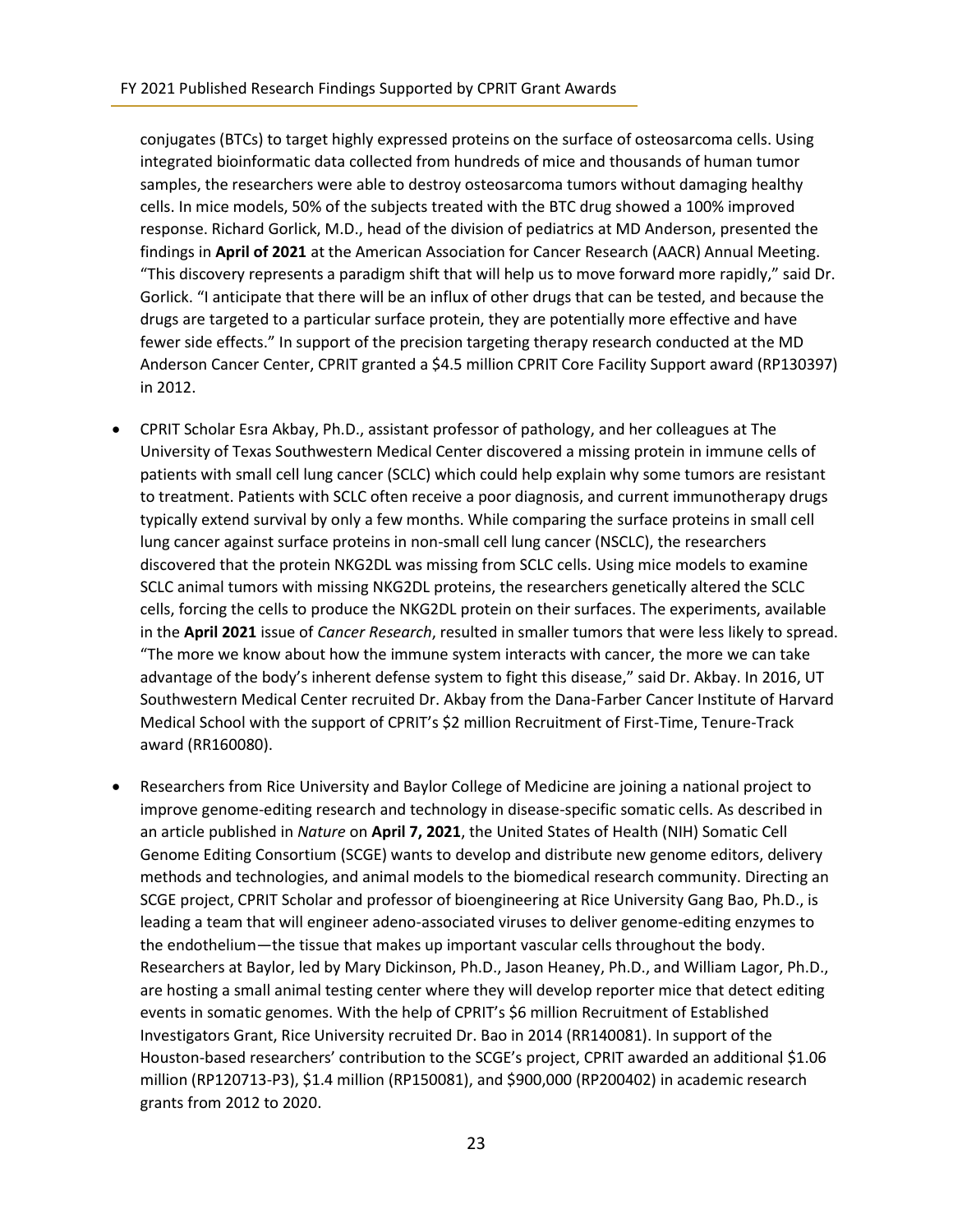conjugates (BTCs) to target highly expressed proteins on the surface of osteosarcoma cells. Using integrated bioinformatic data collected from hundreds of mice and thousands of human tumor samples, the researchers were able to destroy osteosarcoma tumors without damaging healthy cells. In mice models, 50% of the subjects treated with the BTC drug showed a 100% improved response. Richard Gorlick, M.D., head of the division of pediatrics at MD Anderson, presented the findings in **April of 2021** at the American Association for Cancer Research (AACR) Annual Meeting. "This discovery represents a paradigm shift that will help us to move forward more rapidly," said Dr. Gorlick. "I anticipate that there will be an influx of other drugs that can be tested, and because the drugs are targeted to a particular surface protein, they are potentially more effective and have fewer side effects." In support of the precision targeting therapy research conducted at the MD Anderson Cancer Center, CPRIT granted a $4.5 million CPRIT Core Facility Support award (RP130397) in 2012.

- CPRIT Scholar Esra Akbay, Ph.D., assistant professor of pathology, and her colleagues at The University of Texas Southwestern Medical Center discovered a missing protein in immune cells of patients with small cell lung cancer (SCLC) which could help explain why some tumors are resistant to treatment. Patients with SCLC often receive a poor diagnosis, and current immunotherapy drugs typically extend survival by only a few months. While comparing the surface proteins in small cell lung cancer against surface proteins in non-small cell lung cancer (NSCLC), the researchers discovered that the protein NKG2DL was missing from SCLC cells. Using mice models to examine SCLC animal tumors with missing NKG2DL proteins, the researchers genetically altered the SCLC cells, forcing the cells to produce the NKG2DL protein on their surfaces. The experiments, available in the **April 2021** issue of *Cancer Research*, resulted in smaller tumors that were less likely to spread. "The more we know about how the immune system interacts with cancer, the more we can take advantage of the body's inherent defense system to fight this disease," said Dr. Akbay. In 2016, UT Southwestern Medical Center recruited Dr. Akbay from the Dana-Farber Cancer Institute of Harvard Medical School with the support of CPRIT's $2 million Recruitment of First-Time, Tenure-Track award (RR160080).

- Researchers from Rice University and Baylor College of Medicine are joining a national project to improve genome-editing research and technology in disease-specific somatic cells. As described in an article published in *Nature* on **April 7, 2021**, the United States of Health (NIH) Somatic Cell Genome Editing Consortium (SCGE) wants to develop and distribute new genome editors, delivery methods and technologies, and animal models to the biomedical research community. Directing an SCGE project, CPRIT Scholar and professor of bioengineering at Rice University Gang Bao, Ph.D., is leading a team that will engineer adeno-associated viruses to deliver genome-editing enzymes to the endothelium—the tissue that makes up important vascular cells throughout the body. Researchers at Baylor, led by Mary Dickinson, Ph.D., Jason Heaney, Ph.D., and William Lagor, Ph.D., are hosting a small animal testing center where they will develop reporter mice that detect editing events in somatic genomes. With the help of CPRIT's $6 million Recruitment of Established Investigators Grant, Rice University recruited Dr. Bao in 2014 (RR140081). In support of the Houston-based researchers' contribution to the SCGE's project, CPRIT awarded an additional $1.06 million (RP120713-P3), $1.4 million (RP150081), and $900,000 (RP200402) in academic research grants from 2012 to 2020.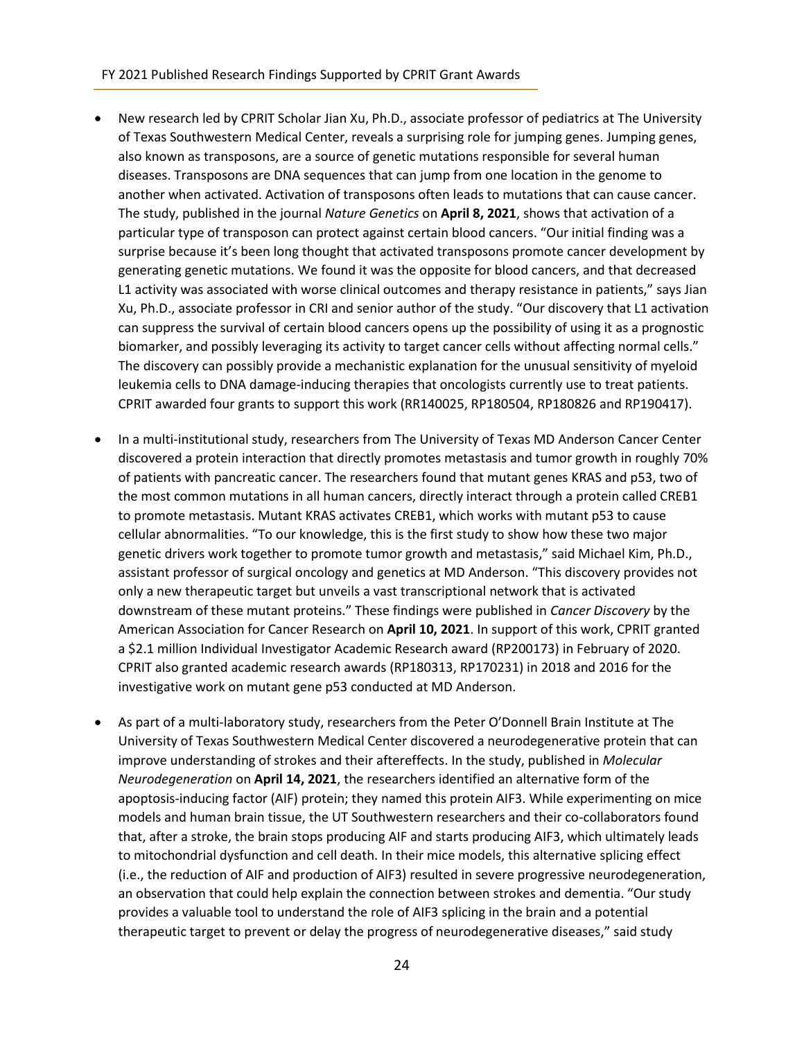- New research led by CPRIT Scholar Jian Xu, Ph.D., associate professor of pediatrics at The University of Texas Southwestern Medical Center, reveals a surprising role for jumping genes. Jumping genes, also known as transposons, are a source of genetic mutations responsible for several human diseases. Transposons are DNA sequences that can jump from one location in the genome to another when activated. Activation of transposons often leads to mutations that can cause cancer. The study, published in the journal *Nature Genetics* on **April 8, 2021**, shows that activation of a particular type of transposon can protect against certain blood cancers. "Our initial finding was a surprise because it's been long thought that activated transposons promote cancer development by generating genetic mutations. We found it was the opposite for blood cancers, and that decreased L1 activity was associated with worse clinical outcomes and therapy resistance in patients," says Jian Xu, Ph.D., associate professor in CRI and senior author of the study. "Our discovery that L1 activation can suppress the survival of certain blood cancers opens up the possibility of using it as a prognostic biomarker, and possibly leveraging its activity to target cancer cells without affecting normal cells." The discovery can possibly provide a mechanistic explanation for the unusual sensitivity of myeloid leukemia cells to DNA damage-inducing therapies that oncologists currently use to treat patients. CPRIT awarded four grants to support this work (RR140025, RP180504, RP180826 and RP190417).

- In a multi-institutional study, researchers from The University of Texas MD Anderson Cancer Center discovered a protein interaction that directly promotes metastasis and tumor growth in roughly 70% of patients with pancreatic cancer. The researchers found that mutant genes KRAS and p53, two of the most common mutations in all human cancers, directly interact through a protein called CREB1 to promote metastasis. Mutant KRAS activates CREB1, which works with mutant p53 to cause cellular abnormalities. "To our knowledge, this is the first study to show how these two major genetic drivers work together to promote tumor growth and metastasis," said Michael Kim, Ph.D., assistant professor of surgical oncology and genetics at MD Anderson. "This discovery provides not only a new therapeutic target but unveils a vast transcriptional network that is activated downstream of these mutant proteins." These findings were published in *Cancer Discovery* by the American Association for Cancer Research on **April 10, 2021**. In support of this work, CPRIT granted a $2.1 million Individual Investigator Academic Research award (RP200173) in February of 2020. CPRIT also granted academic research awards (RP180313, RP170231) in 2018 and 2016 for the investigative work on mutant gene p53 conducted at MD Anderson.

- As part of a multi-laboratory study, researchers from the Peter O'Donnell Brain Institute at The University of Texas Southwestern Medical Center discovered a neurodegenerative protein that can improve understanding of strokes and their aftereffects. In the study, published in *Molecular Neurodegeneration* on **April 14, 2021**, the researchers identified an alternative form of the apoptosis-inducing factor (AIF) protein; they named this protein AIF3. While experimenting on mice models and human brain tissue, the UT Southwestern researchers and their co-collaborators found that, after a stroke, the brain stops producing AIF and starts producing AIF3, which ultimately leads to mitochondrial dysfunction and cell death. In their mice models, this alternative splicing effect (i.e., the reduction of AIF and production of AIF3) resulted in severe progressive neurodegeneration, an observation that could help explain the connection between strokes and dementia. "Our study provides a valuable tool to understand the role of AIF3 splicing in the brain and a potential therapeutic target to prevent or delay the progress of neurodegenerative diseases," said study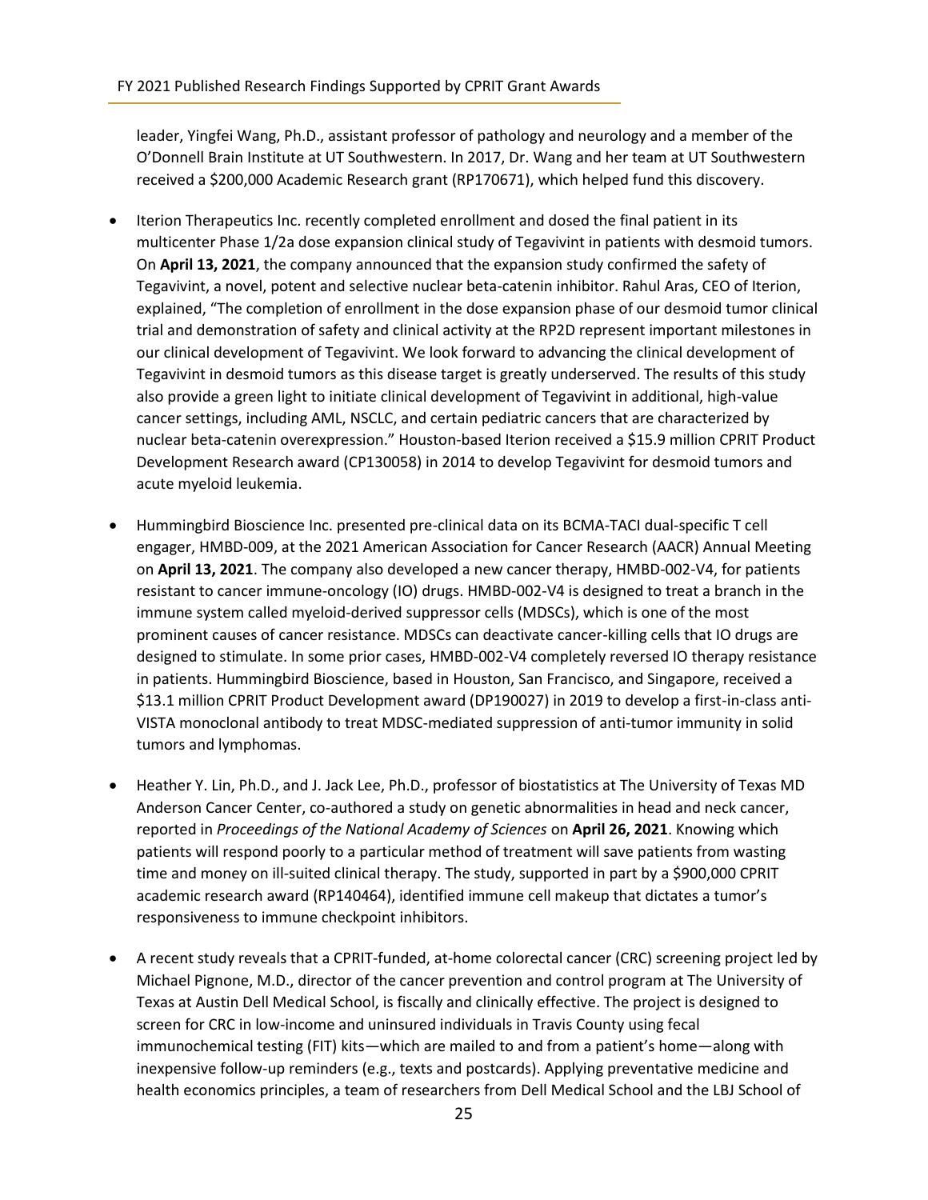leader, Yingfei Wang, Ph.D., assistant professor of pathology and neurology and a member of the O'Donnell Brain Institute at UT Southwestern. In 2017, Dr. Wang and her team at UT Southwestern received a $200,000 Academic Research grant (RP170671), which helped fund this discovery.

- Iterion Therapeutics Inc. recently completed enrollment and dosed the final patient in its multicenter Phase 1/2a dose expansion clinical study of Tegavivint in patients with desmoid tumors. On **April 13, 2021**, the company announced that the expansion study confirmed the safety of Tegavivint, a novel, potent and selective nuclear beta-catenin inhibitor. Rahul Aras, CEO of Iterion, explained, "The completion of enrollment in the dose expansion phase of our desmoid tumor clinical trial and demonstration of safety and clinical activity at the RP2D represent important milestones in our clinical development of Tegavivint. We look forward to advancing the clinical development of Tegavivint in desmoid tumors as this disease target is greatly underserved. The results of this study also provide a green light to initiate clinical development of Tegavivint in additional, high-value cancer settings, including AML, NSCLC, and certain pediatric cancers that are characterized by nuclear beta-catenin overexpression." Houston-based Iterion received a $15.9 million CPRIT Product Development Research award (CP130058) in 2014 to develop Tegavivint for desmoid tumors and acute myeloid leukemia.

- Hummingbird Bioscience Inc. presented pre-clinical data on its BCMA-TACI dual-specific T cell engager, HMBD-009, at the 2021 American Association for Cancer Research (AACR) Annual Meeting on **April 13, 2021**. The company also developed a new cancer therapy, HMBD-002-V4, for patients resistant to cancer immune-oncology (IO) drugs. HMBD-002-V4 is designed to treat a branch in the immune system called myeloid-derived suppressor cells (MDSCs), which is one of the most prominent causes of cancer resistance. MDSCs can deactivate cancer-killing cells that IO drugs are designed to stimulate. In some prior cases, HMBD-002-V4 completely reversed IO therapy resistance in patients. Hummingbird Bioscience, based in Houston, San Francisco, and Singapore, received a $13.1 million CPRIT Product Development award (DP190027) in 2019 to develop a first-in-class anti-VISTA monoclonal antibody to treat MDSC-mediated suppression of anti-tumor immunity in solid tumors and lymphomas.

- Heather Y. Lin, Ph.D., and J. Jack Lee, Ph.D., professor of biostatistics at The University of Texas MD Anderson Cancer Center, co-authored a study on genetic abnormalities in head and neck cancer, reported in *Proceedings of the National Academy of Sciences* on **April 26, 2021**. Knowing which patients will respond poorly to a particular method of treatment will save patients from wasting time and money on ill-suited clinical therapy. The study, supported in part by a $900,000 CPRIT academic research award (RP140464), identified immune cell makeup that dictates a tumor's responsiveness to immune checkpoint inhibitors.

- A recent study reveals that a CPRIT-funded, at-home colorectal cancer (CRC) screening project led by Michael Pignone, M.D., director of the cancer prevention and control program at The University of Texas at Austin Dell Medical School, is fiscally and clinically effective. The project is designed to screen for CRC in low-income and uninsured individuals in Travis County using fecal immunochemical testing (FIT) kits—which are mailed to and from a patient's home—along with inexpensive follow-up reminders (e.g., texts and postcards). Applying preventative medicine and health economics principles, a team of researchers from Dell Medical School and the LBJ School of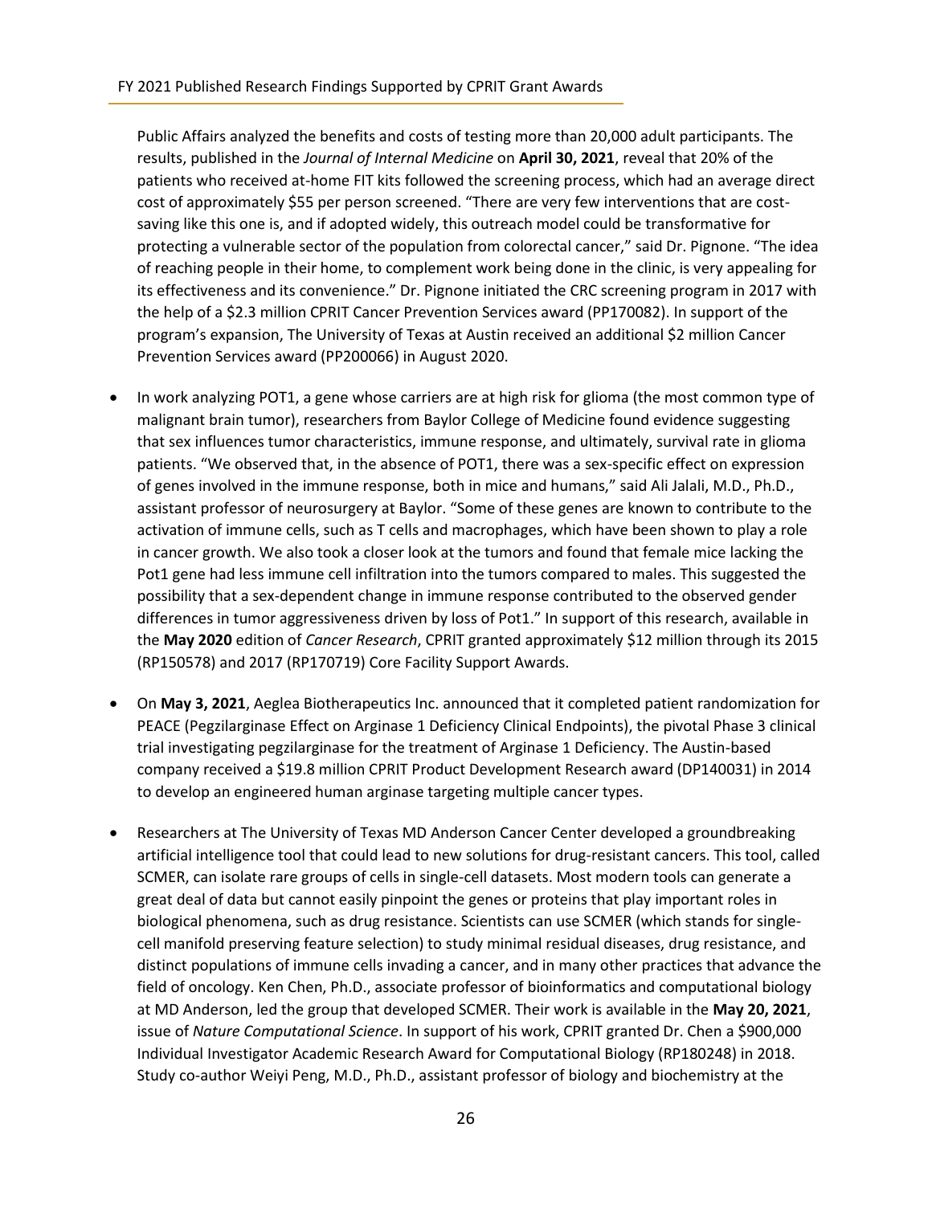Public Affairs analyzed the benefits and costs of testing more than 20,000 adult participants. The results, published in the *Journal of Internal Medicine* on **April 30, 2021**, reveal that 20% of the patients who received at-home FIT kits followed the screening process, which had an average direct cost of approximately $55 per person screened. "There are very few interventions that are cost-saving like this one is, and if adopted widely, this outreach model could be transformative for protecting a vulnerable sector of the population from colorectal cancer," said Dr. Pignone. "The idea of reaching people in their home, to complement work being done in the clinic, is very appealing for its effectiveness and its convenience." Dr. Pignone initiated the CRC screening program in 2017 with the help of a $2.3 million CPRIT Cancer Prevention Services award (PP170082). In support of the program's expansion, The University of Texas at Austin received an additional $2 million Cancer Prevention Services award (PP200066) in August 2020.

- In work analyzing POT1, a gene whose carriers are at high risk for glioma (the most common type of malignant brain tumor), researchers from Baylor College of Medicine found evidence suggesting that sex influences tumor characteristics, immune response, and ultimately, survival rate in glioma patients. "We observed that, in the absence of POT1, there was a sex-specific effect on expression of genes involved in the immune response, both in mice and humans," said Ali Jalali, M.D., Ph.D., assistant professor of neurosurgery at Baylor. "Some of these genes are known to contribute to the activation of immune cells, such as T cells and macrophages, which have been shown to play a role in cancer growth. We also took a closer look at the tumors and found that female mice lacking the Pot1 gene had less immune cell infiltration into the tumors compared to males. This suggested the possibility that a sex-dependent change in immune response contributed to the observed gender differences in tumor aggressiveness driven by loss of Pot1." In support of this research, available in the **May 2020** edition of *Cancer Research*, CPRIT granted approximately $12 million through its 2015 (RP150578) and 2017 (RP170719) Core Facility Support Awards.

- On **May 3, 2021**, Aeglea Biotherapeutics Inc. announced that it completed patient randomization for PEACE (Pegzilarginase Effect on Arginase 1 Deficiency Clinical Endpoints), the pivotal Phase 3 clinical trial investigating pegzilarginase for the treatment of Arginase 1 Deficiency. The Austin-based company received a $19.8 million CPRIT Product Development Research award (DP140031) in 2014 to develop an engineered human arginase targeting multiple cancer types.

- Researchers at The University of Texas MD Anderson Cancer Center developed a groundbreaking artificial intelligence tool that could lead to new solutions for drug-resistant cancers. This tool, called SCMER, can isolate rare groups of cells in single-cell datasets. Most modern tools can generate a great deal of data but cannot easily pinpoint the genes or proteins that play important roles in biological phenomena, such as drug resistance. Scientists can use SCMER (which stands for single-cell manifold preserving feature selection) to study minimal residual diseases, drug resistance, and distinct populations of immune cells invading a cancer, and in many other practices that advance the field of oncology. Ken Chen, Ph.D., associate professor of bioinformatics and computational biology at MD Anderson, led the group that developed SCMER. Their work is available in the **May 20, 2021**, issue of *Nature Computational Science*. In support of his work, CPRIT granted Dr. Chen a $900,000 Individual Investigator Academic Research Award for Computational Biology (RP180248) in 2018. Study co-author Weiyi Peng, M.D., Ph.D., assistant professor of biology and biochemistry at the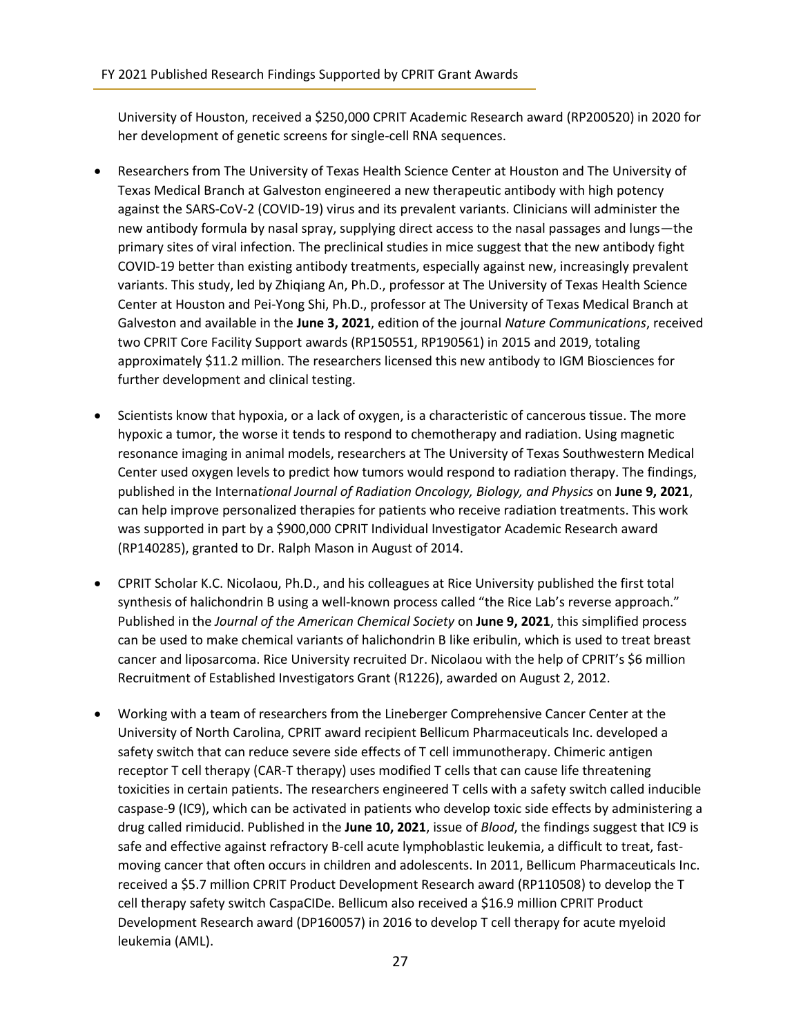University of Houston, received a $250,000 CPRIT Academic Research award (RP200520) in 2020 for her development of genetic screens for single-cell RNA sequences.

- Researchers from The University of Texas Health Science Center at Houston and The University of Texas Medical Branch at Galveston engineered a new therapeutic antibody with high potency against the SARS-CoV-2 (COVID-19) virus and its prevalent variants. Clinicians will administer the new antibody formula by nasal spray, supplying direct access to the nasal passages and lungs—the primary sites of viral infection. The preclinical studies in mice suggest that the new antibody fight COVID-19 better than existing antibody treatments, especially against new, increasingly prevalent variants. This study, led by Zhiqiang An, Ph.D., professor at The University of Texas Health Science Center at Houston and Pei-Yong Shi, Ph.D., professor at The University of Texas Medical Branch at Galveston and available in the **June 3, 2021**, edition of the journal *Nature Communications*, received two CPRIT Core Facility Support awards (RP150551, RP190561) in 2015 and 2019, totaling approximately $11.2 million. The researchers licensed this new antibody to IGM Biosciences for further development and clinical testing.

- Scientists know that hypoxia, or a lack of oxygen, is a characteristic of cancerous tissue. The more hypoxic a tumor, the worse it tends to respond to chemotherapy and radiation. Using magnetic resonance imaging in animal models, researchers at The University of Texas Southwestern Medical Center used oxygen levels to predict how tumors would respond to radiation therapy. The findings, published in the Interna*tional Journal of Radiation Oncology, Biology, and Physics* on **June 9, 2021**, can help improve personalized therapies for patients who receive radiation treatments. This work was supported in part by a $900,000 CPRIT Individual Investigator Academic Research award (RP140285), granted to Dr. Ralph Mason in August of 2014.

- CPRIT Scholar K.C. Nicolaou, Ph.D., and his colleagues at Rice University published the first total synthesis of halichondrin B using a well-known process called "the Rice Lab's reverse approach." Published in the *Journal of the American Chemical Society* on **June 9, 2021**, this simplified process can be used to make chemical variants of halichondrin B like eribulin, which is used to treat breast cancer and liposarcoma. Rice University recruited Dr. Nicolaou with the help of CPRIT's $6 million Recruitment of Established Investigators Grant (R1226), awarded on August 2, 2012.

- Working with a team of researchers from the Lineberger Comprehensive Cancer Center at the University of North Carolina, CPRIT award recipient Bellicum Pharmaceuticals Inc. developed a safety switch that can reduce severe side effects of T cell immunotherapy. Chimeric antigen receptor T cell therapy (CAR-T therapy) uses modified T cells that can cause life threatening toxicities in certain patients. The researchers engineered T cells with a safety switch called inducible caspase-9 (IC9), which can be activated in patients who develop toxic side effects by administering a drug called rimiducid. Published in the **June 10, 2021**, issue of *Blood*, the findings suggest that IC9 is safe and effective against refractory B-cell acute lymphoblastic leukemia, a difficult to treat, fast-moving cancer that often occurs in children and adolescents. In 2011, Bellicum Pharmaceuticals Inc. received a $5.7 million CPRIT Product Development Research award (RP110508) to develop the T cell therapy safety switch CaspaCIDe. Bellicum also received a $16.9 million CPRIT Product Development Research award (DP160057) in 2016 to develop T cell therapy for acute myeloid leukemia (AML).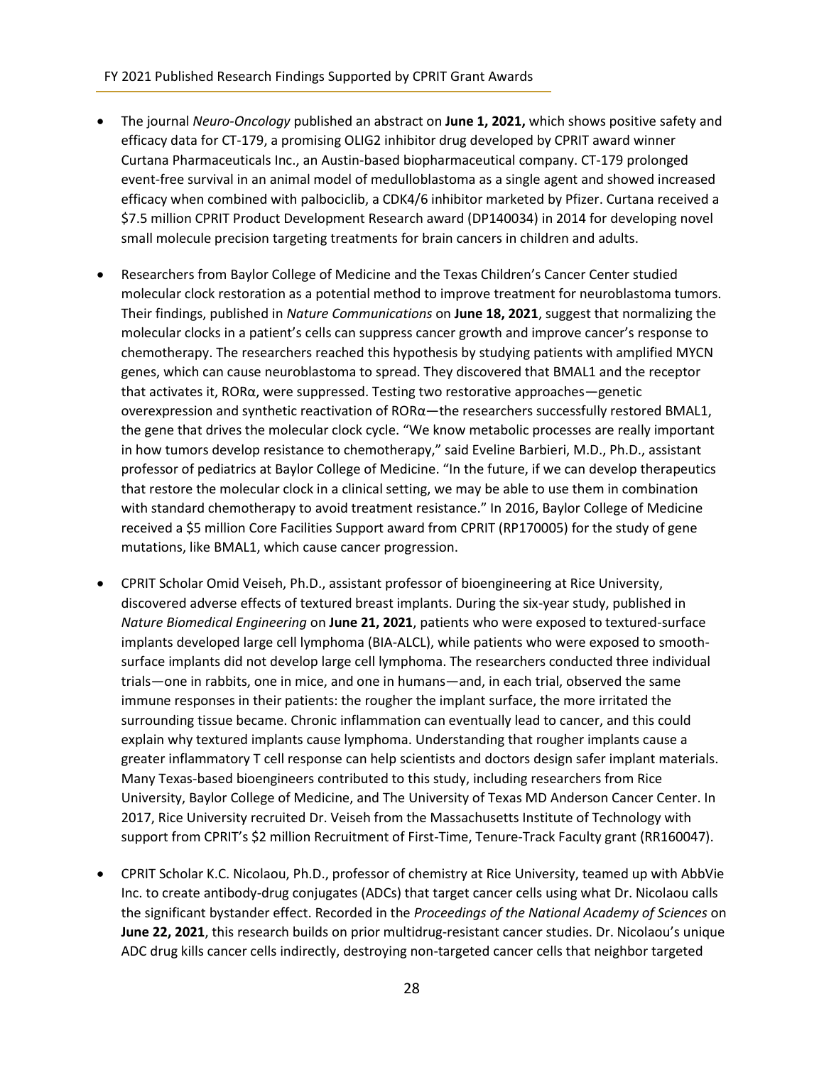- The journal *Neuro-Oncology* published an abstract on **June 1, 2021,** which shows positive safety and efficacy data for CT-179, a promising OLIG2 inhibitor drug developed by CPRIT award winner Curtana Pharmaceuticals Inc., an Austin-based biopharmaceutical company. CT-179 prolonged event-free survival in an animal model of medulloblastoma as a single agent and showed increased efficacy when combined with palbociclib, a CDK4/6 inhibitor marketed by Pfizer. Curtana received a $7.5 million CPRIT Product Development Research award (DP140034) in 2014 for developing novel small molecule precision targeting treatments for brain cancers in children and adults.

- Researchers from Baylor College of Medicine and the Texas Children's Cancer Center studied molecular clock restoration as a potential method to improve treatment for neuroblastoma tumors. Their findings, published in *Nature Communications* on **June 18, 2021**, suggest that normalizing the molecular clocks in a patient's cells can suppress cancer growth and improve cancer's response to chemotherapy. The researchers reached this hypothesis by studying patients with amplified MYCN genes, which can cause neuroblastoma to spread. They discovered that BMAL1 and the receptor that activates it, RORα, were suppressed. Testing two restorative approaches—genetic overexpression and synthetic reactivation of RORα—the researchers successfully restored BMAL1, the gene that drives the molecular clock cycle. "We know metabolic processes are really important in how tumors develop resistance to chemotherapy," said Eveline Barbieri, M.D., Ph.D., assistant professor of pediatrics at Baylor College of Medicine. "In the future, if we can develop therapeutics that restore the molecular clock in a clinical setting, we may be able to use them in combination with standard chemotherapy to avoid treatment resistance." In 2016, Baylor College of Medicine received a $5 million Core Facilities Support award from CPRIT (RP170005) for the study of gene mutations, like BMAL1, which cause cancer progression.

- CPRIT Scholar Omid Veiseh, Ph.D., assistant professor of bioengineering at Rice University, discovered adverse effects of textured breast implants. During the six-year study, published in *Nature Biomedical Engineering* on **June 21, 2021**, patients who were exposed to textured-surface implants developed large cell lymphoma (BIA-ALCL), while patients who were exposed to smooth-surface implants did not develop large cell lymphoma. The researchers conducted three individual trials—one in rabbits, one in mice, and one in humans—and, in each trial, observed the same immune responses in their patients: the rougher the implant surface, the more irritated the surrounding tissue became. Chronic inflammation can eventually lead to cancer, and this could explain why textured implants cause lymphoma. Understanding that rougher implants cause a greater inflammatory T cell response can help scientists and doctors design safer implant materials. Many Texas-based bioengineers contributed to this study, including researchers from Rice University, Baylor College of Medicine, and The University of Texas MD Anderson Cancer Center. In 2017, Rice University recruited Dr. Veiseh from the Massachusetts Institute of Technology with support from CPRIT's $2 million Recruitment of First-Time, Tenure-Track Faculty grant (RR160047).

- CPRIT Scholar K.C. Nicolaou, Ph.D., professor of chemistry at Rice University, teamed up with AbbVie Inc. to create antibody-drug conjugates (ADCs) that target cancer cells using what Dr. Nicolaou calls the significant bystander effect. Recorded in the *Proceedings of the National Academy of Sciences* on **June 22, 2021**, this research builds on prior multidrug-resistant cancer studies. Dr. Nicolaou's unique ADC drug kills cancer cells indirectly, destroying non-targeted cancer cells that neighbor targeted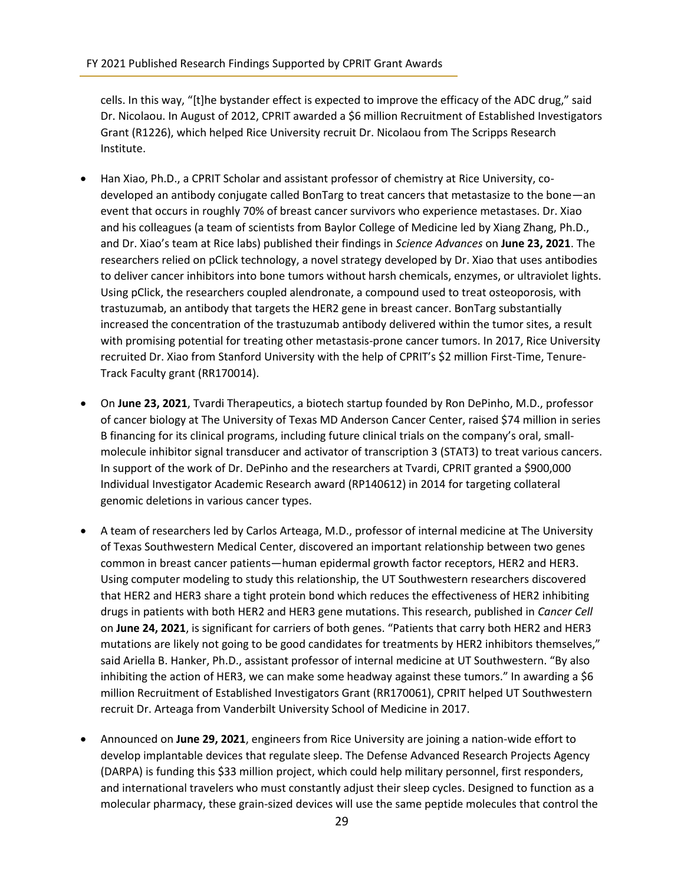cells. In this way, "[t]he bystander effect is expected to improve the efficacy of the ADC drug," said Dr. Nicolaou. In August of 2012, CPRIT awarded a $6 million Recruitment of Established Investigators Grant (R1226), which helped Rice University recruit Dr. Nicolaou from The Scripps Research Institute.

- Han Xiao, Ph.D., a CPRIT Scholar and assistant professor of chemistry at Rice University, co-developed an antibody conjugate called BonTarg to treat cancers that metastasize to the bone—an event that occurs in roughly 70% of breast cancer survivors who experience metastases. Dr. Xiao and his colleagues (a team of scientists from Baylor College of Medicine led by Xiang Zhang, Ph.D., and Dr. Xiao's team at Rice labs) published their findings in *Science Advances* on **June 23, 2021**. The researchers relied on pClick technology, a novel strategy developed by Dr. Xiao that uses antibodies to deliver cancer inhibitors into bone tumors without harsh chemicals, enzymes, or ultraviolet lights. Using pClick, the researchers coupled alendronate, a compound used to treat osteoporosis, with trastuzumab, an antibody that targets the HER2 gene in breast cancer. BonTarg substantially increased the concentration of the trastuzumab antibody delivered within the tumor sites, a result with promising potential for treating other metastasis-prone cancer tumors. In 2017, Rice University recruited Dr. Xiao from Stanford University with the help of CPRIT's $2 million First-Time, Tenure-Track Faculty grant (RR170014).

- On **June 23, 2021**, Tvardi Therapeutics, a biotech startup founded by Ron DePinho, M.D., professor of cancer biology at The University of Texas MD Anderson Cancer Center, raised $74 million in series B financing for its clinical programs, including future clinical trials on the company's oral, small-molecule inhibitor signal transducer and activator of transcription 3 (STAT3) to treat various cancers. In support of the work of Dr. DePinho and the researchers at Tvardi, CPRIT granted a $900,000 Individual Investigator Academic Research award (RP140612) in 2014 for targeting collateral genomic deletions in various cancer types.

- A team of researchers led by Carlos Arteaga, M.D., professor of internal medicine at The University of Texas Southwestern Medical Center, discovered an important relationship between two genes common in breast cancer patients—human epidermal growth factor receptors, HER2 and HER3. Using computer modeling to study this relationship, the UT Southwestern researchers discovered that HER2 and HER3 share a tight protein bond which reduces the effectiveness of HER2 inhibiting drugs in patients with both HER2 and HER3 gene mutations. This research, published in *Cancer Cell* on **June 24, 2021**, is significant for carriers of both genes. "Patients that carry both HER2 and HER3 mutations are likely not going to be good candidates for treatments by HER2 inhibitors themselves," said Ariella B. Hanker, Ph.D., assistant professor of internal medicine at UT Southwestern. "By also inhibiting the action of HER3, we can make some headway against these tumors." In awarding a $6 million Recruitment of Established Investigators Grant (RR170061), CPRIT helped UT Southwestern recruit Dr. Arteaga from Vanderbilt University School of Medicine in 2017.

- Announced on **June 29, 2021**, engineers from Rice University are joining a nation-wide effort to develop implantable devices that regulate sleep. The Defense Advanced Research Projects Agency (DARPA) is funding this $33 million project, which could help military personnel, first responders, and international travelers who must constantly adjust their sleep cycles. Designed to function as a molecular pharmacy, these grain-sized devices will use the same peptide molecules that control the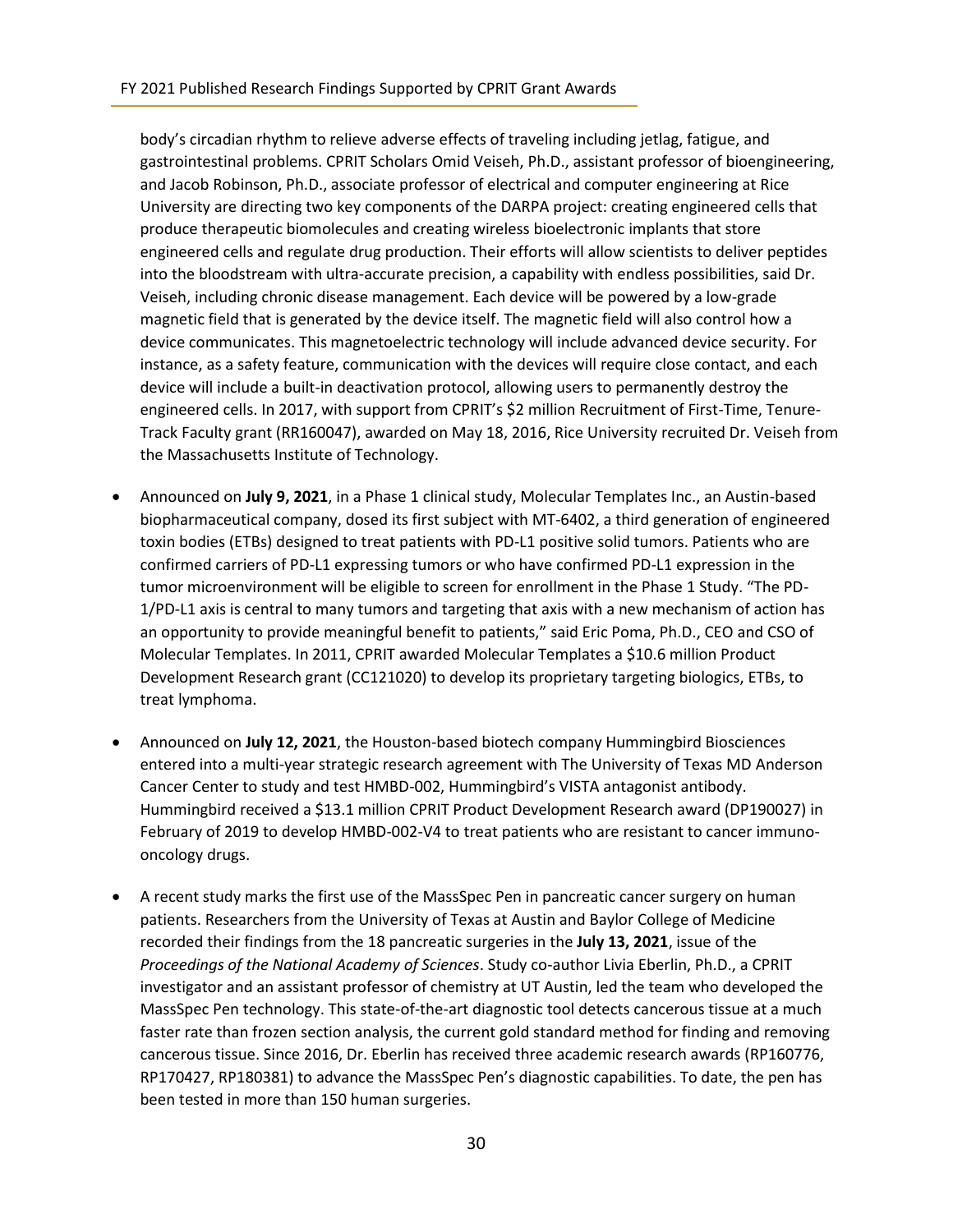body's circadian rhythm to relieve adverse effects of traveling including jetlag, fatigue, and gastrointestinal problems. CPRIT Scholars Omid Veiseh, Ph.D., assistant professor of bioengineering, and Jacob Robinson, Ph.D., associate professor of electrical and computer engineering at Rice University are directing two key components of the DARPA project: creating engineered cells that produce therapeutic biomolecules and creating wireless bioelectronic implants that store engineered cells and regulate drug production. Their efforts will allow scientists to deliver peptides into the bloodstream with ultra-accurate precision, a capability with endless possibilities, said Dr. Veiseh, including chronic disease management. Each device will be powered by a low-grade magnetic field that is generated by the device itself. The magnetic field will also control how a device communicates. This magnetoelectric technology will include advanced device security. For instance, as a safety feature, communication with the devices will require close contact, and each device will include a built-in deactivation protocol, allowing users to permanently destroy the engineered cells. In 2017, with support from CPRIT's $2 million Recruitment of First-Time, Tenure-Track Faculty grant (RR160047), awarded on May 18, 2016, Rice University recruited Dr. Veiseh from the Massachusetts Institute of Technology.

- Announced on **July 9, 2021**, in a Phase 1 clinical study, Molecular Templates Inc., an Austin-based biopharmaceutical company, dosed its first subject with MT-6402, a third generation of engineered toxin bodies (ETBs) designed to treat patients with PD-L1 positive solid tumors. Patients who are confirmed carriers of PD-L1 expressing tumors or who have confirmed PD-L1 expression in the tumor microenvironment will be eligible to screen for enrollment in the Phase 1 Study. "The PD-1/PD-L1 axis is central to many tumors and targeting that axis with a new mechanism of action has an opportunity to provide meaningful benefit to patients," said Eric Poma, Ph.D., CEO and CSO of Molecular Templates. In 2011, CPRIT awarded Molecular Templates a $10.6 million Product Development Research grant (CC121020) to develop its proprietary targeting biologics, ETBs, to treat lymphoma.

- Announced on **July 12, 2021**, the Houston-based biotech company Hummingbird Biosciences entered into a multi-year strategic research agreement with The University of Texas MD Anderson Cancer Center to study and test HMBD-002, Hummingbird's VISTA antagonist antibody. Hummingbird received a $13.1 million CPRIT Product Development Research award (DP190027) in February of 2019 to develop HMBD-002-V4 to treat patients who are resistant to cancer immuno-oncology drugs.

- A recent study marks the first use of the MassSpec Pen in pancreatic cancer surgery on human patients. Researchers from the University of Texas at Austin and Baylor College of Medicine recorded their findings from the 18 pancreatic surgeries in the **July 13, 2021**, issue of the *Proceedings of the National Academy of Sciences*. Study co-author Livia Eberlin, Ph.D., a CPRIT investigator and an assistant professor of chemistry at UT Austin, led the team who developed the MassSpec Pen technology. This state-of-the-art diagnostic tool detects cancerous tissue at a much faster rate than frozen section analysis, the current gold standard method for finding and removing cancerous tissue. Since 2016, Dr. Eberlin has received three academic research awards (RP160776, RP170427, RP180381) to advance the MassSpec Pen's diagnostic capabilities. To date, the pen has been tested in more than 150 human surgeries.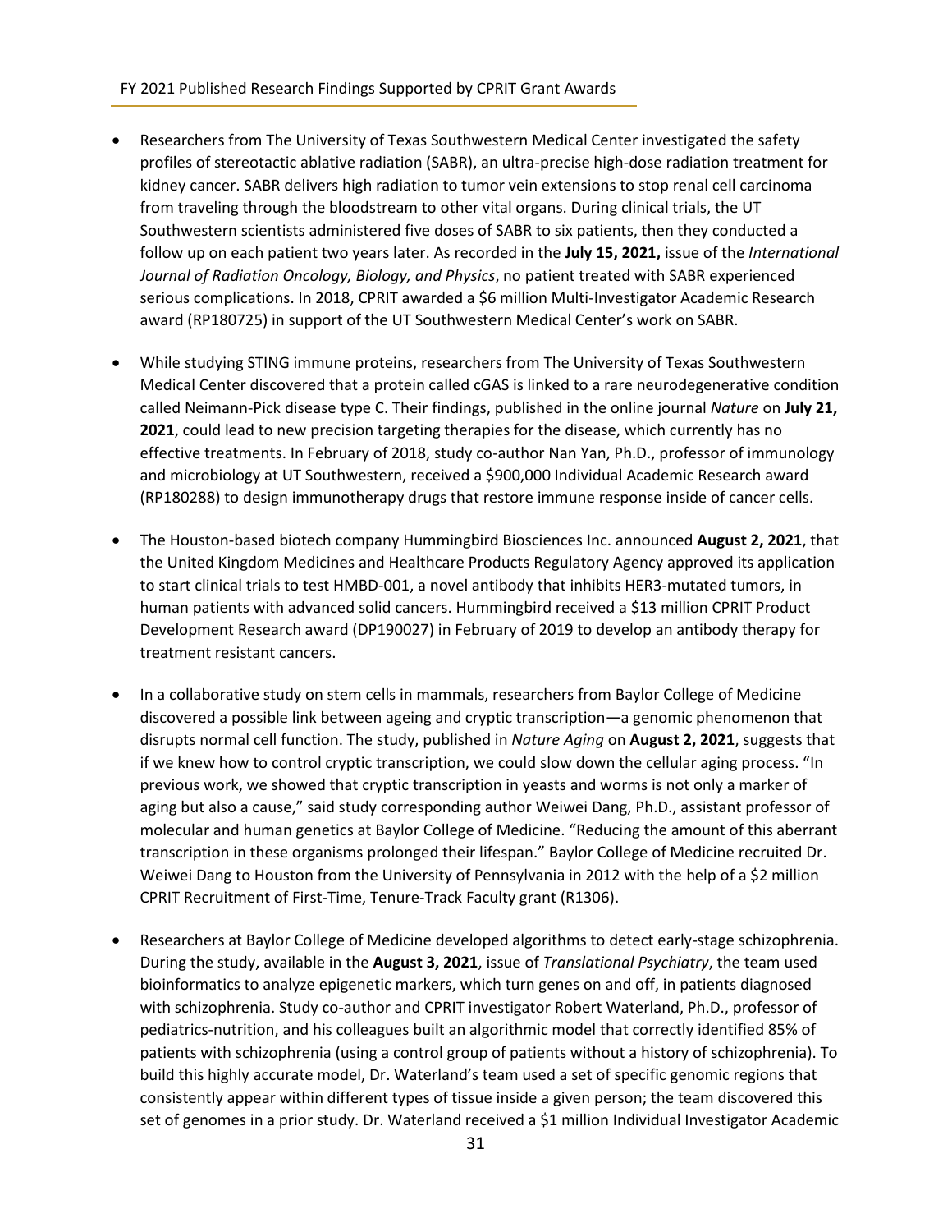- Researchers from The University of Texas Southwestern Medical Center investigated the safety profiles of stereotactic ablative radiation (SABR), an ultra-precise high-dose radiation treatment for kidney cancer. SABR delivers high radiation to tumor vein extensions to stop renal cell carcinoma from traveling through the bloodstream to other vital organs. During clinical trials, the UT Southwestern scientists administered five doses of SABR to six patients, then they conducted a follow up on each patient two years later. As recorded in the **July 15, 2021,** issue of the *International Journal of Radiation Oncology, Biology, and Physics*, no patient treated with SABR experienced serious complications. In 2018, CPRIT awarded a $6 million Multi-Investigator Academic Research award (RP180725) in support of the UT Southwestern Medical Center's work on SABR.

- While studying STING immune proteins, researchers from The University of Texas Southwestern Medical Center discovered that a protein called cGAS is linked to a rare neurodegenerative condition called Neimann-Pick disease type C. Their findings, published in the online journal *Nature* on **July 21, 2021**, could lead to new precision targeting therapies for the disease, which currently has no effective treatments. In February of 2018, study co-author Nan Yan, Ph.D., professor of immunology and microbiology at UT Southwestern, received a $900,000 Individual Academic Research award (RP180288) to design immunotherapy drugs that restore immune response inside of cancer cells.

- The Houston-based biotech company Hummingbird Biosciences Inc. announced **August 2, 2021**, that the United Kingdom Medicines and Healthcare Products Regulatory Agency approved its application to start clinical trials to test HMBD-001, a novel antibody that inhibits HER3-mutated tumors, in human patients with advanced solid cancers. Hummingbird received a $13 million CPRIT Product Development Research award (DP190027) in February of 2019 to develop an antibody therapy for treatment resistant cancers.

- In a collaborative study on stem cells in mammals, researchers from Baylor College of Medicine discovered a possible link between ageing and cryptic transcription—a genomic phenomenon that disrupts normal cell function. The study, published in *Nature Aging* on **August 2, 2021**, suggests that if we knew how to control cryptic transcription, we could slow down the cellular aging process. "In previous work, we showed that cryptic transcription in yeasts and worms is not only a marker of aging but also a cause," said study corresponding author Weiwei Dang, Ph.D., assistant professor of molecular and human genetics at Baylor College of Medicine. "Reducing the amount of this aberrant transcription in these organisms prolonged their lifespan." Baylor College of Medicine recruited Dr. Weiwei Dang to Houston from the University of Pennsylvania in 2012 with the help of a $2 million CPRIT Recruitment of First-Time, Tenure-Track Faculty grant (R1306).

- Researchers at Baylor College of Medicine developed algorithms to detect early-stage schizophrenia. During the study, available in the **August 3, 2021**, issue of *Translational Psychiatry*, the team used bioinformatics to analyze epigenetic markers, which turn genes on and off, in patients diagnosed with schizophrenia. Study co-author and CPRIT investigator Robert Waterland, Ph.D., professor of pediatrics-nutrition, and his colleagues built an algorithmic model that correctly identified 85% of patients with schizophrenia (using a control group of patients without a history of schizophrenia). To build this highly accurate model, Dr. Waterland's team used a set of specific genomic regions that consistently appear within different types of tissue inside a given person; the team discovered this set of genomes in a prior study. Dr. Waterland received a $1 million Individual Investigator Academic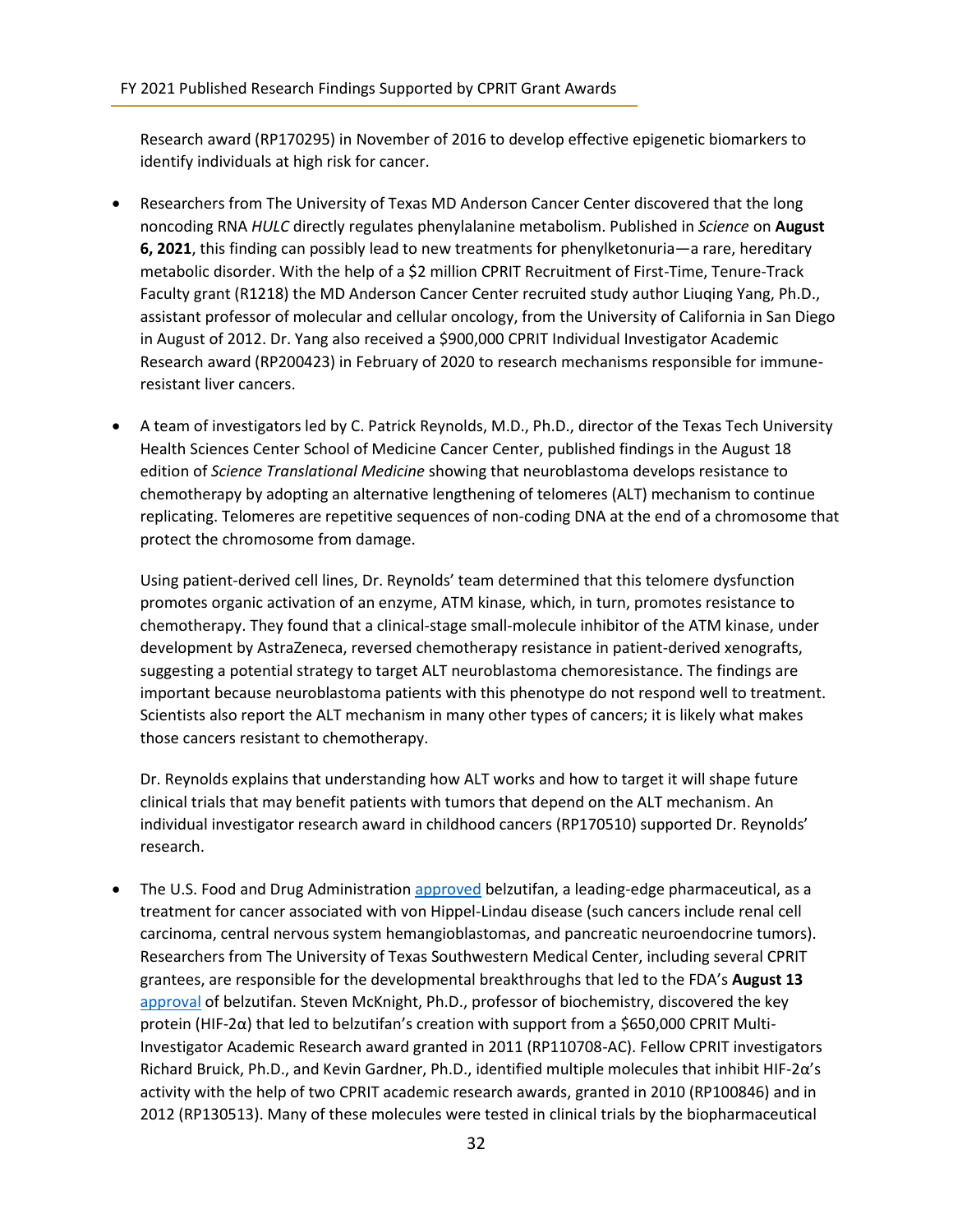Research award (RP170295) in November of 2016 to develop effective epigenetic biomarkers to identify individuals at high risk for cancer.

- Researchers from The University of Texas MD Anderson Cancer Center discovered that the long noncoding RNA *HULC* directly regulates phenylalanine metabolism. Published in *Science* on **August 6, 2021**, this finding can possibly lead to new treatments for phenylketonuria—a rare, hereditary metabolic disorder. With the help of a $2 million CPRIT Recruitment of First-Time, Tenure-Track Faculty grant (R1218) the MD Anderson Cancer Center recruited study author Liuqing Yang, Ph.D., assistant professor of molecular and cellular oncology, from the University of California in San Diego in August of 2012. Dr. Yang also received a $900,000 CPRIT Individual Investigator Academic Research award (RP200423) in February of 2020 to research mechanisms responsible for immune-resistant liver cancers.

- A team of investigators led by C. Patrick Reynolds, M.D., Ph.D., director of the Texas Tech University Health Sciences Center School of Medicine Cancer Center, published findings in the August 18 edition of *Science Translational Medicine* showing that neuroblastoma develops resistance to chemotherapy by adopting an alternative lengthening of telomeres (ALT) mechanism to continue replicating. Telomeres are repetitive sequences of non-coding DNA at the end of a chromosome that protect the chromosome from damage.

  Using patient-derived cell lines, Dr. Reynolds' team determined that this telomere dysfunction promotes organic activation of an enzyme, ATM kinase, which, in turn, promotes resistance to chemotherapy. They found that a clinical-stage small-molecule inhibitor of the ATM kinase, under development by AstraZeneca, reversed chemotherapy resistance in patient-derived xenografts, suggesting a potential strategy to target ALT neuroblastoma chemoresistance. The findings are important because neuroblastoma patients with this phenotype do not respond well to treatment. Scientists also report the ALT mechanism in many other types of cancers; it is likely what makes those cancers resistant to chemotherapy.

  Dr. Reynolds explains that understanding how ALT works and how to target it will shape future clinical trials that may benefit patients with tumors that depend on the ALT mechanism. An individual investigator research award in childhood cancers (RP170510) supported Dr. Reynolds' research.

- The U.S. Food and Drug Administration approved belzutifan, a leading-edge pharmaceutical, as a treatment for cancer associated with von Hippel-Lindau disease (such cancers include renal cell carcinoma, central nervous system hemangioblastomas, and pancreatic neuroendocrine tumors). Researchers from The University of Texas Southwestern Medical Center, including several CPRIT grantees, are responsible for the developmental breakthroughs that led to the FDA's **August 13** approval of belzutifan. Steven McKnight, Ph.D., professor of biochemistry, discovered the key protein (HIF-2α) that led to belzutifan's creation with support from a $650,000 CPRIT Multi-Investigator Academic Research award granted in 2011 (RP110708-AC). Fellow CPRIT investigators Richard Bruick, Ph.D., and Kevin Gardner, Ph.D., identified multiple molecules that inhibit HIF-2α's activity with the help of two CPRIT academic research awards, granted in 2010 (RP100846) and in 2012 (RP130513). Many of these molecules were tested in clinical trials by the biopharmaceutical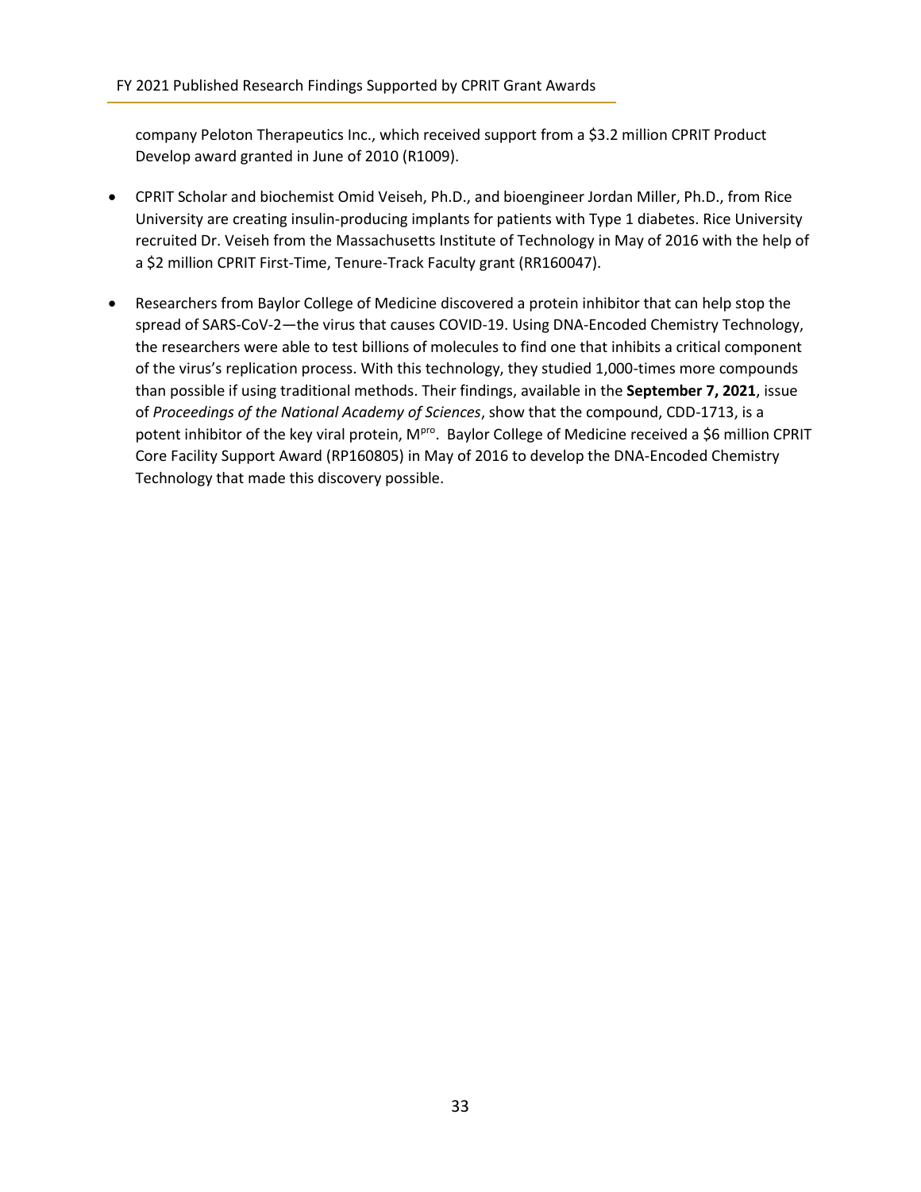company Peloton Therapeutics Inc., which received support from a $3.2 million CPRIT Product Develop award granted in June of 2010 (R1009).

- CPRIT Scholar and biochemist Omid Veiseh, Ph.D., and bioengineer Jordan Miller, Ph.D., from Rice University are creating insulin-producing implants for patients with Type 1 diabetes. Rice University recruited Dr. Veiseh from the Massachusetts Institute of Technology in May of 2016 with the help of a $2 million CPRIT First-Time, Tenure-Track Faculty grant (RR160047).
- Researchers from Baylor College of Medicine discovered a protein inhibitor that can help stop the spread of SARS-CoV-2—the virus that causes COVID-19. Using DNA-Encoded Chemistry Technology, the researchers were able to test billions of molecules to find one that inhibits a critical component of the virus's replication process. With this technology, they studied 1,000-times more compounds than possible if using traditional methods. Their findings, available in the **September 7, 2021**, issue of *Proceedings of the National Academy of Sciences*, show that the compound, CDD-1713, is a potent inhibitor of the key viral protein, $M^{pro}$. Baylor College of Medicine received a $6 million CPRIT Core Facility Support Award (RP160805) in May of 2016 to develop the DNA-Encoded Chemistry Technology that made this discovery possible.